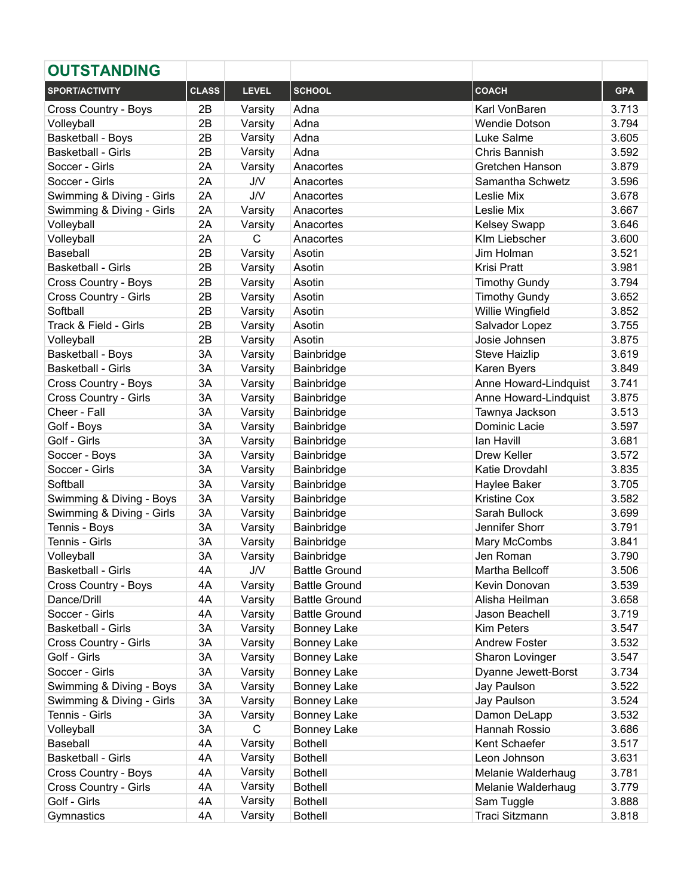## OUTSTANDING

| SPORT/ACTIVITY | CLASS | LEVEL | SCHOOL | COACH | GPA |
|---|---|---|---|---|---|
| Cross Country - Boys | 2B | Varsity | Adna | Karl VonBaren | 3.713 |
| Volleyball | 2B | Varsity | Adna | Wendie Dotson | 3.794 |
| Basketball - Boys | 2B | Varsity | Adna | Luke Salme | 3.605 |
| Basketball - Girls | 2B | Varsity | Adna | Chris Bannish | 3.592 |
| Soccer - Girls | 2A | Varsity | Anacortes | Gretchen Hanson | 3.879 |
| Soccer - Girls | 2A | J/V | Anacortes | Samantha Schwetz | 3.596 |
| Swimming & Diving - Girls | 2A | J/V | Anacortes | Leslie Mix | 3.678 |
| Swimming & Diving - Girls | 2A | Varsity | Anacortes | Leslie Mix | 3.667 |
| Volleyball | 2A | Varsity | Anacortes | Kelsey Swapp | 3.646 |
| Volleyball | 2A | C | Anacortes | KIm Liebscher | 3.600 |
| Baseball | 2B | Varsity | Asotin | Jim Holman | 3.521 |
| Basketball - Girls | 2B | Varsity | Asotin | Krisi Pratt | 3.981 |
| Cross Country - Boys | 2B | Varsity | Asotin | Timothy Gundy | 3.794 |
| Cross Country - Girls | 2B | Varsity | Asotin | Timothy Gundy | 3.652 |
| Softball | 2B | Varsity | Asotin | Willie Wingfield | 3.852 |
| Track & Field - Girls | 2B | Varsity | Asotin | Salvador Lopez | 3.755 |
| Volleyball | 2B | Varsity | Asotin | Josie Johnsen | 3.875 |
| Basketball - Boys | 3A | Varsity | Bainbridge | Steve Haizlip | 3.619 |
| Basketball - Girls | 3A | Varsity | Bainbridge | Karen Byers | 3.849 |
| Cross Country - Boys | 3A | Varsity | Bainbridge | Anne Howard-Lindquist | 3.741 |
| Cross Country - Girls | 3A | Varsity | Bainbridge | Anne Howard-Lindquist | 3.875 |
| Cheer - Fall | 3A | Varsity | Bainbridge | Tawnya Jackson | 3.513 |
| Golf - Boys | 3A | Varsity | Bainbridge | Dominic Lacie | 3.597 |
| Golf - Girls | 3A | Varsity | Bainbridge | Ian Havill | 3.681 |
| Soccer - Boys | 3A | Varsity | Bainbridge | Drew Keller | 3.572 |
| Soccer - Girls | 3A | Varsity | Bainbridge | Katie Drovdahl | 3.835 |
| Softball | 3A | Varsity | Bainbridge | Haylee Baker | 3.705 |
| Swimming & Diving - Boys | 3A | Varsity | Bainbridge | Kristine Cox | 3.582 |
| Swimming & Diving - Girls | 3A | Varsity | Bainbridge | Sarah Bullock | 3.699 |
| Tennis - Boys | 3A | Varsity | Bainbridge | Jennifer Shorr | 3.791 |
| Tennis - Girls | 3A | Varsity | Bainbridge | Mary McCombs | 3.841 |
| Volleyball | 3A | Varsity | Bainbridge | Jen Roman | 3.790 |
| Basketball - Girls | 4A | J/V | Battle Ground | Martha Bellcoff | 3.506 |
| Cross Country - Boys | 4A | Varsity | Battle Ground | Kevin Donovan | 3.539 |
| Dance/Drill | 4A | Varsity | Battle Ground | Alisha Heilman | 3.658 |
| Soccer - Girls | 4A | Varsity | Battle Ground | Jason Beachell | 3.719 |
| Basketball - Girls | 3A | Varsity | Bonney Lake | Kim Peters | 3.547 |
| Cross Country - Girls | 3A | Varsity | Bonney Lake | Andrew Foster | 3.532 |
| Golf - Girls | 3A | Varsity | Bonney Lake | Sharon Lovinger | 3.547 |
| Soccer - Girls | 3A | Varsity | Bonney Lake | Dyanne Jewett-Borst | 3.734 |
| Swimming & Diving - Boys | 3A | Varsity | Bonney Lake | Jay Paulson | 3.522 |
| Swimming & Diving - Girls | 3A | Varsity | Bonney Lake | Jay Paulson | 3.524 |
| Tennis - Girls | 3A | Varsity | Bonney Lake | Damon DeLapp | 3.532 |
| Volleyball | 3A | C | Bonney Lake | Hannah Rossio | 3.686 |
| Baseball | 4A | Varsity | Bothell | Kent Schaefer | 3.517 |
| Basketball - Girls | 4A | Varsity | Bothell | Leon Johnson | 3.631 |
| Cross Country - Boys | 4A | Varsity | Bothell | Melanie Walderhaug | 3.781 |
| Cross Country - Girls | 4A | Varsity | Bothell | Melanie Walderhaug | 3.779 |
| Golf - Girls | 4A | Varsity | Bothell | Sam Tuggle | 3.888 |
| Gymnastics | 4A | Varsity | Bothell | Traci Sitzmann | 3.818 |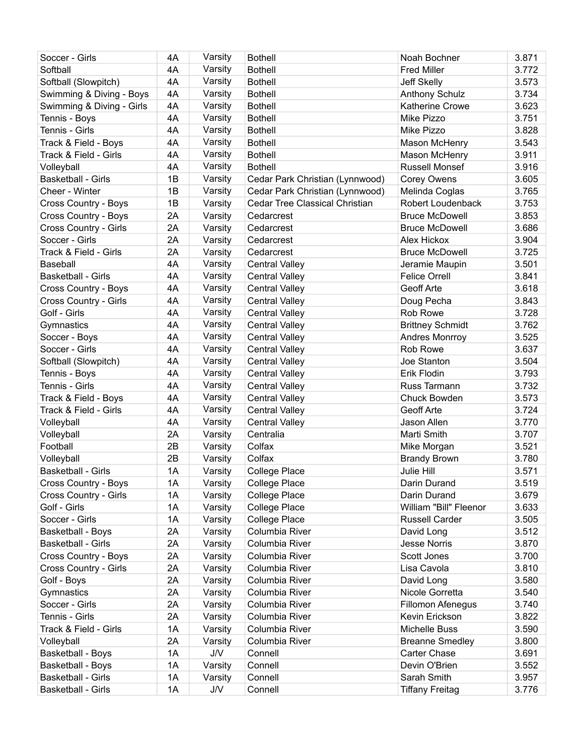| | | | | | |
|---|---|---|---|---|---|
| Soccer - Girls | 4A | Varsity | Bothell | Noah Bochner | 3.871 |
| Softball | 4A | Varsity | Bothell | Fred Miller | 3.772 |
| Softball (Slowpitch) | 4A | Varsity | Bothell | Jeff Skelly | 3.573 |
| Swimming & Diving - Boys | 4A | Varsity | Bothell | Anthony Schulz | 3.734 |
| Swimming & Diving - Girls | 4A | Varsity | Bothell | Katherine Crowe | 3.623 |
| Tennis - Boys | 4A | Varsity | Bothell | Mike Pizzo | 3.751 |
| Tennis - Girls | 4A | Varsity | Bothell | Mike Pizzo | 3.828 |
| Track & Field - Boys | 4A | Varsity | Bothell | Mason McHenry | 3.543 |
| Track & Field - Girls | 4A | Varsity | Bothell | Mason McHenry | 3.911 |
| Volleyball | 4A | Varsity | Bothell | Russell Monsef | 3.916 |
| Basketball - Girls | 1B | Varsity | Cedar Park Christian (Lynnwood) | Corey Owens | 3.605 |
| Cheer - Winter | 1B | Varsity | Cedar Park Christian (Lynnwood) | Melinda Coglas | 3.765 |
| Cross Country - Boys | 1B | Varsity | Cedar Tree Classical Christian | Robert Loudenback | 3.753 |
| Cross Country - Boys | 2A | Varsity | Cedarcrest | Bruce McDowell | 3.853 |
| Cross Country - Girls | 2A | Varsity | Cedarcrest | Bruce McDowell | 3.686 |
| Soccer - Girls | 2A | Varsity | Cedarcrest | Alex Hickox | 3.904 |
| Track & Field - Girls | 2A | Varsity | Cedarcrest | Bruce McDowell | 3.725 |
| Baseball | 4A | Varsity | Central Valley | Jeramie Maupin | 3.501 |
| Basketball - Girls | 4A | Varsity | Central Valley | Felice Orrell | 3.841 |
| Cross Country - Boys | 4A | Varsity | Central Valley | Geoff Arte | 3.618 |
| Cross Country - Girls | 4A | Varsity | Central Valley | Doug Pecha | 3.843 |
| Golf - Girls | 4A | Varsity | Central Valley | Rob Rowe | 3.728 |
| Gymnastics | 4A | Varsity | Central Valley | Brittney Schmidt | 3.762 |
| Soccer - Boys | 4A | Varsity | Central Valley | Andres Monrroy | 3.525 |
| Soccer - Girls | 4A | Varsity | Central Valley | Rob Rowe | 3.637 |
| Softball (Slowpitch) | 4A | Varsity | Central Valley | Joe Stanton | 3.504 |
| Tennis - Boys | 4A | Varsity | Central Valley | Erik Flodin | 3.793 |
| Tennis - Girls | 4A | Varsity | Central Valley | Russ Tarmann | 3.732 |
| Track & Field - Boys | 4A | Varsity | Central Valley | Chuck Bowden | 3.573 |
| Track & Field - Girls | 4A | Varsity | Central Valley | Geoff Arte | 3.724 |
| Volleyball | 4A | Varsity | Central Valley | Jason Allen | 3.770 |
| Volleyball | 2A | Varsity | Centralia | Marti Smith | 3.707 |
| Football | 2B | Varsity | Colfax | Mike Morgan | 3.521 |
| Volleyball | 2B | Varsity | Colfax | Brandy Brown | 3.780 |
| Basketball - Girls | 1A | Varsity | College Place | Julie Hill | 3.571 |
| Cross Country - Boys | 1A | Varsity | College Place | Darin Durand | 3.519 |
| Cross Country - Girls | 1A | Varsity | College Place | Darin Durand | 3.679 |
| Golf - Girls | 1A | Varsity | College Place | William "Bill" Fleenor | 3.633 |
| Soccer - Girls | 1A | Varsity | College Place | Russell Carder | 3.505 |
| Basketball - Boys | 2A | Varsity | Columbia River | David Long | 3.512 |
| Basketball - Girls | 2A | Varsity | Columbia River | Jesse Norris | 3.870 |
| Cross Country - Boys | 2A | Varsity | Columbia River | Scott Jones | 3.700 |
| Cross Country - Girls | 2A | Varsity | Columbia River | Lisa Cavola | 3.810 |
| Golf - Boys | 2A | Varsity | Columbia River | David Long | 3.580 |
| Gymnastics | 2A | Varsity | Columbia River | Nicole Gorretta | 3.540 |
| Soccer - Girls | 2A | Varsity | Columbia River | Fillomon Afenegus | 3.740 |
| Tennis - Girls | 2A | Varsity | Columbia River | Kevin Erickson | 3.822 |
| Track & Field - Girls | 1A | Varsity | Columbia River | Michelle Buss | 3.590 |
| Volleyball | 2A | Varsity | Columbia River | Breanne Smedley | 3.800 |
| Basketball - Boys | 1A | J/V | Connell | Carter Chase | 3.691 |
| Basketball - Boys | 1A | Varsity | Connell | Devin O'Brien | 3.552 |
| Basketball - Girls | 1A | Varsity | Connell | Sarah Smith | 3.957 |
| Basketball - Girls | 1A | J/V | Connell | Tiffany Freitag | 3.776 |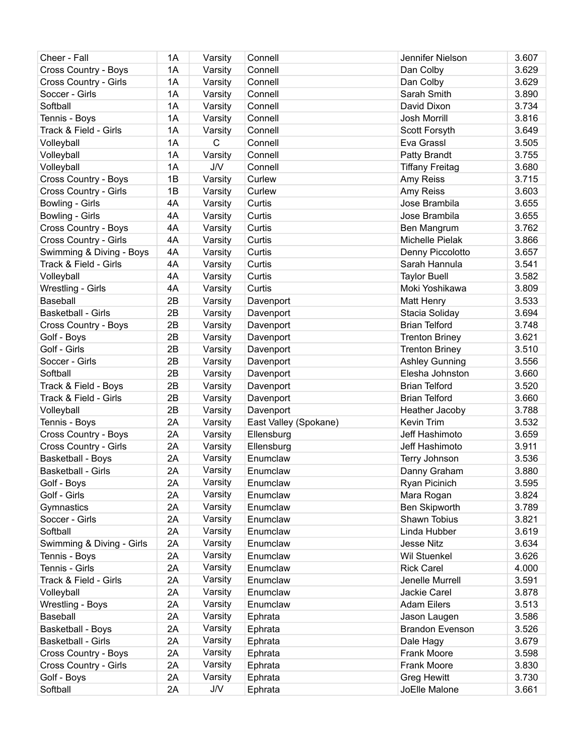| Cheer - Fall | 1A | Varsity | Connell | Jennifer Nielson | 3.607 |
|---|---|---|---|---|---|
| Cross Country - Boys | 1A | Varsity | Connell | Dan Colby | 3.629 |
| Cross Country - Girls | 1A | Varsity | Connell | Dan Colby | 3.629 |
| Soccer - Girls | 1A | Varsity | Connell | Sarah Smith | 3.890 |
| Softball | 1A | Varsity | Connell | David Dixon | 3.734 |
| Tennis - Boys | 1A | Varsity | Connell | Josh Morrill | 3.816 |
| Track & Field - Girls | 1A | Varsity | Connell | Scott Forsyth | 3.649 |
| Volleyball | 1A | C | Connell | Eva Grassl | 3.505 |
| Volleyball | 1A | Varsity | Connell | Patty Brandt | 3.755 |
| Volleyball | 1A | J/V | Connell | Tiffany Freitag | 3.680 |
| Cross Country - Boys | 1B | Varsity | Curlew | Amy Reiss | 3.715 |
| Cross Country - Girls | 1B | Varsity | Curlew | Amy Reiss | 3.603 |
| Bowling - Girls | 4A | Varsity | Curtis | Jose Brambila | 3.655 |
| Bowling - Girls | 4A | Varsity | Curtis | Jose Brambila | 3.655 |
| Cross Country - Boys | 4A | Varsity | Curtis | Ben Mangrum | 3.762 |
| Cross Country - Girls | 4A | Varsity | Curtis | Michelle Pielak | 3.866 |
| Swimming & Diving - Boys | 4A | Varsity | Curtis | Denny Piccolotto | 3.657 |
| Track & Field - Girls | 4A | Varsity | Curtis | Sarah Hannula | 3.541 |
| Volleyball | 4A | Varsity | Curtis | Taylor Buell | 3.582 |
| Wrestling - Girls | 4A | Varsity | Curtis | Moki Yoshikawa | 3.809 |
| Baseball | 2B | Varsity | Davenport | Matt Henry | 3.533 |
| Basketball - Girls | 2B | Varsity | Davenport | Stacia Soliday | 3.694 |
| Cross Country - Boys | 2B | Varsity | Davenport | Brian Telford | 3.748 |
| Golf - Boys | 2B | Varsity | Davenport | Trenton Briney | 3.621 |
| Golf - Girls | 2B | Varsity | Davenport | Trenton Briney | 3.510 |
| Soccer - Girls | 2B | Varsity | Davenport | Ashley Gunning | 3.556 |
| Softball | 2B | Varsity | Davenport | Elesha Johnston | 3.660 |
| Track & Field - Boys | 2B | Varsity | Davenport | Brian Telford | 3.520 |
| Track & Field - Girls | 2B | Varsity | Davenport | Brian Telford | 3.660 |
| Volleyball | 2B | Varsity | Davenport | Heather Jacoby | 3.788 |
| Tennis - Boys | 2A | Varsity | East Valley (Spokane) | Kevin Trim | 3.532 |
| Cross Country - Boys | 2A | Varsity | Ellensburg | Jeff Hashimoto | 3.659 |
| Cross Country - Girls | 2A | Varsity | Ellensburg | Jeff Hashimoto | 3.911 |
| Basketball - Boys | 2A | Varsity | Enumclaw | Terry Johnson | 3.536 |
| Basketball - Girls | 2A | Varsity | Enumclaw | Danny Graham | 3.880 |
| Golf - Boys | 2A | Varsity | Enumclaw | Ryan Picinich | 3.595 |
| Golf - Girls | 2A | Varsity | Enumclaw | Mara Rogan | 3.824 |
| Gymnastics | 2A | Varsity | Enumclaw | Ben Skipworth | 3.789 |
| Soccer - Girls | 2A | Varsity | Enumclaw | Shawn Tobius | 3.821 |
| Softball | 2A | Varsity | Enumclaw | Linda Hubber | 3.619 |
| Swimming & Diving - Girls | 2A | Varsity | Enumclaw | Jesse Nitz | 3.634 |
| Tennis - Boys | 2A | Varsity | Enumclaw | Wil Stuenkel | 3.626 |
| Tennis - Girls | 2A | Varsity | Enumclaw | Rick Carel | 4.000 |
| Track & Field - Girls | 2A | Varsity | Enumclaw | Jenelle Murrell | 3.591 |
| Volleyball | 2A | Varsity | Enumclaw | Jackie Carel | 3.878 |
| Wrestling - Boys | 2A | Varsity | Enumclaw | Adam Eilers | 3.513 |
| Baseball | 2A | Varsity | Ephrata | Jason Laugen | 3.586 |
| Basketball - Boys | 2A | Varsity | Ephrata | Brandon Evenson | 3.526 |
| Basketball - Girls | 2A | Varsity | Ephrata | Dale Hagy | 3.679 |
| Cross Country - Boys | 2A | Varsity | Ephrata | Frank Moore | 3.598 |
| Cross Country - Girls | 2A | Varsity | Ephrata | Frank Moore | 3.830 |
| Golf - Boys | 2A | Varsity | Ephrata | Greg Hewitt | 3.730 |
| Softball | 2A | J/V | Ephrata | JoElle Malone | 3.661 |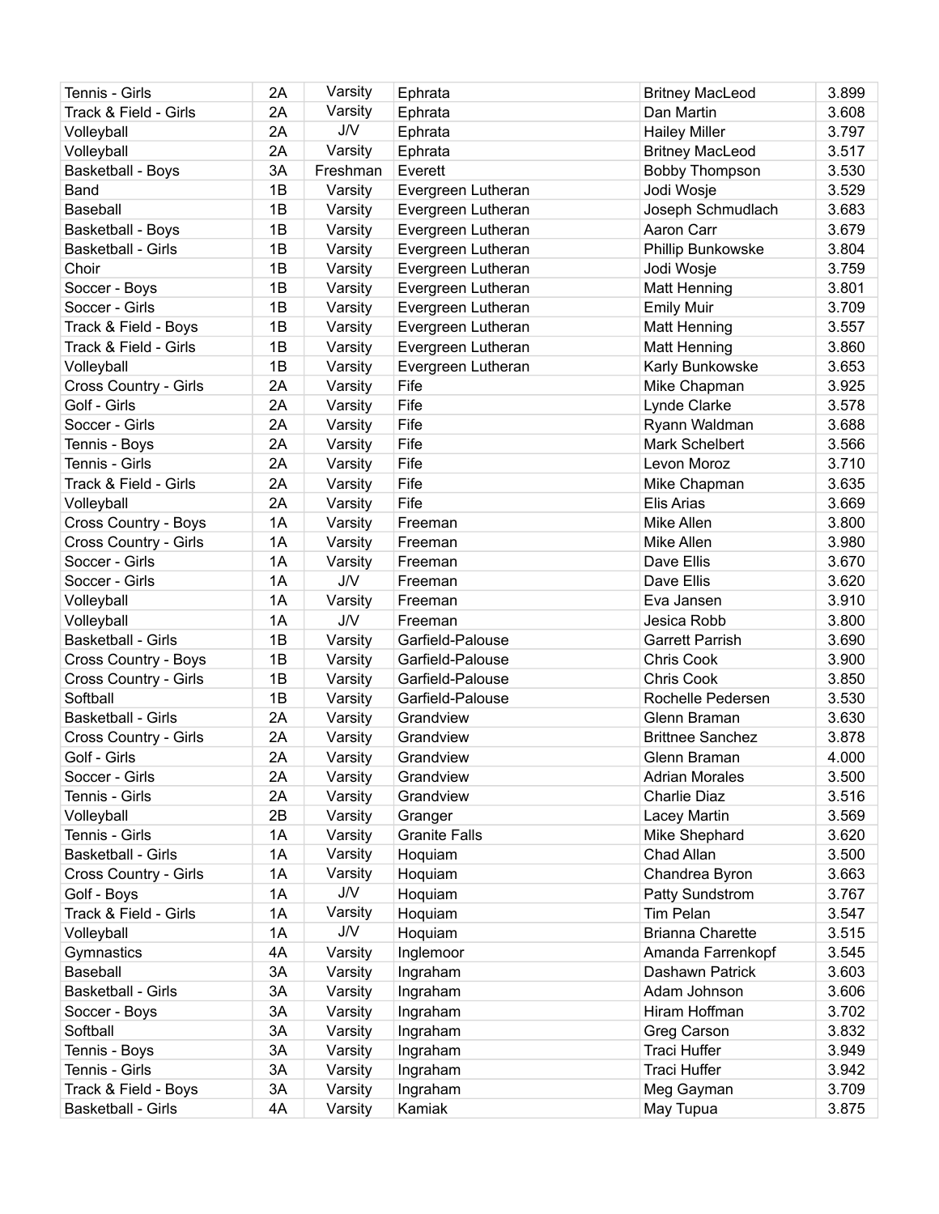| | | | | | |
|---|---|---|---|---|---|
| Tennis - Girls | 2A | Varsity | Ephrata | Britney MacLeod | 3.899 |
| Track & Field - Girls | 2A | Varsity | Ephrata | Dan Martin | 3.608 |
| Volleyball | 2A | J/V | Ephrata | Hailey Miller | 3.797 |
| Volleyball | 2A | Varsity | Ephrata | Britney MacLeod | 3.517 |
| Basketball - Boys | 3A | Freshman | Everett | Bobby Thompson | 3.530 |
| Band | 1B | Varsity | Evergreen Lutheran | Jodi Wosje | 3.529 |
| Baseball | 1B | Varsity | Evergreen Lutheran | Joseph Schmudlach | 3.683 |
| Basketball - Boys | 1B | Varsity | Evergreen Lutheran | Aaron Carr | 3.679 |
| Basketball - Girls | 1B | Varsity | Evergreen Lutheran | Phillip Bunkowske | 3.804 |
| Choir | 1B | Varsity | Evergreen Lutheran | Jodi Wosje | 3.759 |
| Soccer - Boys | 1B | Varsity | Evergreen Lutheran | Matt Henning | 3.801 |
| Soccer - Girls | 1B | Varsity | Evergreen Lutheran | Emily Muir | 3.709 |
| Track & Field - Boys | 1B | Varsity | Evergreen Lutheran | Matt Henning | 3.557 |
| Track & Field - Girls | 1B | Varsity | Evergreen Lutheran | Matt Henning | 3.860 |
| Volleyball | 1B | Varsity | Evergreen Lutheran | Karly Bunkowske | 3.653 |
| Cross Country - Girls | 2A | Varsity | Fife | Mike Chapman | 3.925 |
| Golf - Girls | 2A | Varsity | Fife | Lynde Clarke | 3.578 |
| Soccer - Girls | 2A | Varsity | Fife | Ryann Waldman | 3.688 |
| Tennis - Boys | 2A | Varsity | Fife | Mark Schelbert | 3.566 |
| Tennis - Girls | 2A | Varsity | Fife | Levon Moroz | 3.710 |
| Track & Field - Girls | 2A | Varsity | Fife | Mike Chapman | 3.635 |
| Volleyball | 2A | Varsity | Fife | Elis Arias | 3.669 |
| Cross Country - Boys | 1A | Varsity | Freeman | Mike Allen | 3.800 |
| Cross Country - Girls | 1A | Varsity | Freeman | Mike Allen | 3.980 |
| Soccer - Girls | 1A | Varsity | Freeman | Dave Ellis | 3.670 |
| Soccer - Girls | 1A | J/V | Freeman | Dave Ellis | 3.620 |
| Volleyball | 1A | Varsity | Freeman | Eva Jansen | 3.910 |
| Volleyball | 1A | J/V | Freeman | Jesica Robb | 3.800 |
| Basketball - Girls | 1B | Varsity | Garfield-Palouse | Garrett Parrish | 3.690 |
| Cross Country - Boys | 1B | Varsity | Garfield-Palouse | Chris Cook | 3.900 |
| Cross Country - Girls | 1B | Varsity | Garfield-Palouse | Chris Cook | 3.850 |
| Softball | 1B | Varsity | Garfield-Palouse | Rochelle Pedersen | 3.530 |
| Basketball - Girls | 2A | Varsity | Grandview | Glenn Braman | 3.630 |
| Cross Country - Girls | 2A | Varsity | Grandview | Brittnee Sanchez | 3.878 |
| Golf - Girls | 2A | Varsity | Grandview | Glenn Braman | 4.000 |
| Soccer - Girls | 2A | Varsity | Grandview | Adrian Morales | 3.500 |
| Tennis - Girls | 2A | Varsity | Grandview | Charlie Diaz | 3.516 |
| Volleyball | 2B | Varsity | Granger | Lacey Martin | 3.569 |
| Tennis - Girls | 1A | Varsity | Granite Falls | Mike Shephard | 3.620 |
| Basketball - Girls | 1A | Varsity | Hoquiam | Chad Allan | 3.500 |
| Cross Country - Girls | 1A | Varsity | Hoquiam | Chandrea Byron | 3.663 |
| Golf - Boys | 1A | J/V | Hoquiam | Patty Sundstrom | 3.767 |
| Track & Field - Girls | 1A | Varsity | Hoquiam | Tim Pelan | 3.547 |
| Volleyball | 1A | J/V | Hoquiam | Brianna Charette | 3.515 |
| Gymnastics | 4A | Varsity | Inglemoor | Amanda Farrenkopf | 3.545 |
| Baseball | 3A | Varsity | Ingraham | Dashawn Patrick | 3.603 |
| Basketball - Girls | 3A | Varsity | Ingraham | Adam Johnson | 3.606 |
| Soccer - Boys | 3A | Varsity | Ingraham | Hiram Hoffman | 3.702 |
| Softball | 3A | Varsity | Ingraham | Greg Carson | 3.832 |
| Tennis - Boys | 3A | Varsity | Ingraham | Traci Huffer | 3.949 |
| Tennis - Girls | 3A | Varsity | Ingraham | Traci Huffer | 3.942 |
| Track & Field - Boys | 3A | Varsity | Ingraham | Meg Gayman | 3.709 |
| Basketball - Girls | 4A | Varsity | Kamiak | May Tupua | 3.875 |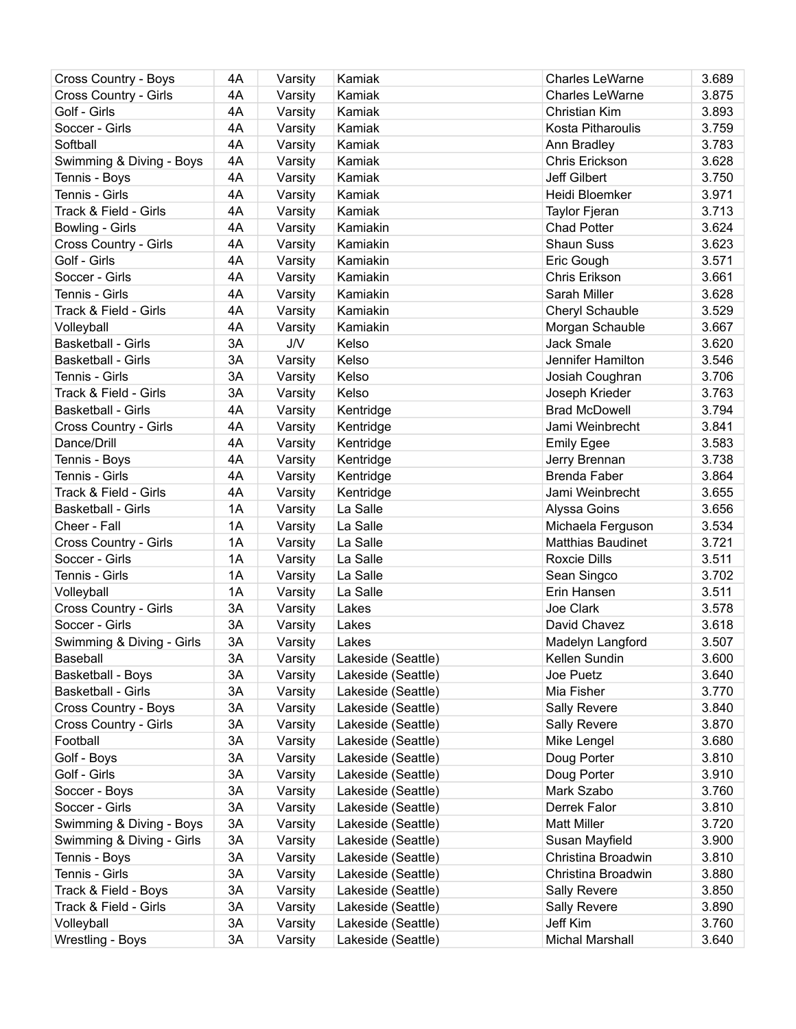| Cross Country - Boys | 4A | Varsity | Kamiak | Charles LeWarne | 3.689 |
|---|---|---|---|---|---|
| Cross Country - Girls | 4A | Varsity | Kamiak | Charles LeWarne | 3.875 |
| Golf - Girls | 4A | Varsity | Kamiak | Christian Kim | 3.893 |
| Soccer - Girls | 4A | Varsity | Kamiak | Kosta Pitharoulis | 3.759 |
| Softball | 4A | Varsity | Kamiak | Ann Bradley | 3.783 |
| Swimming & Diving - Boys | 4A | Varsity | Kamiak | Chris Erickson | 3.628 |
| Tennis - Boys | 4A | Varsity | Kamiak | Jeff Gilbert | 3.750 |
| Tennis - Girls | 4A | Varsity | Kamiak | Heidi Bloemker | 3.971 |
| Track & Field - Girls | 4A | Varsity | Kamiak | Taylor Fjeran | 3.713 |
| Bowling - Girls | 4A | Varsity | Kamiakin | Chad Potter | 3.624 |
| Cross Country - Girls | 4A | Varsity | Kamiakin | Shaun Suss | 3.623 |
| Golf - Girls | 4A | Varsity | Kamiakin | Eric Gough | 3.571 |
| Soccer - Girls | 4A | Varsity | Kamiakin | Chris Erikson | 3.661 |
| Tennis - Girls | 4A | Varsity | Kamiakin | Sarah Miller | 3.628 |
| Track & Field - Girls | 4A | Varsity | Kamiakin | Cheryl Schauble | 3.529 |
| Volleyball | 4A | Varsity | Kamiakin | Morgan Schauble | 3.667 |
| Basketball - Girls | 3A | J/V | Kelso | Jack Smale | 3.620 |
| Basketball - Girls | 3A | Varsity | Kelso | Jennifer Hamilton | 3.546 |
| Tennis - Girls | 3A | Varsity | Kelso | Josiah Coughran | 3.706 |
| Track & Field - Girls | 3A | Varsity | Kelso | Joseph Krieder | 3.763 |
| Basketball - Girls | 4A | Varsity | Kentridge | Brad McDowell | 3.794 |
| Cross Country - Girls | 4A | Varsity | Kentridge | Jami Weinbrecht | 3.841 |
| Dance/Drill | 4A | Varsity | Kentridge | Emily Egee | 3.583 |
| Tennis - Boys | 4A | Varsity | Kentridge | Jerry Brennan | 3.738 |
| Tennis - Girls | 4A | Varsity | Kentridge | Brenda Faber | 3.864 |
| Track & Field - Girls | 4A | Varsity | Kentridge | Jami Weinbrecht | 3.655 |
| Basketball - Girls | 1A | Varsity | La Salle | Alyssa Goins | 3.656 |
| Cheer - Fall | 1A | Varsity | La Salle | Michaela Ferguson | 3.534 |
| Cross Country - Girls | 1A | Varsity | La Salle | Matthias Baudinet | 3.721 |
| Soccer - Girls | 1A | Varsity | La Salle | Roxcie Dills | 3.511 |
| Tennis - Girls | 1A | Varsity | La Salle | Sean Singco | 3.702 |
| Volleyball | 1A | Varsity | La Salle | Erin Hansen | 3.511 |
| Cross Country - Girls | 3A | Varsity | Lakes | Joe Clark | 3.578 |
| Soccer - Girls | 3A | Varsity | Lakes | David Chavez | 3.618 |
| Swimming & Diving - Girls | 3A | Varsity | Lakes | Madelyn Langford | 3.507 |
| Baseball | 3A | Varsity | Lakeside (Seattle) | Kellen Sundin | 3.600 |
| Basketball - Boys | 3A | Varsity | Lakeside (Seattle) | Joe Puetz | 3.640 |
| Basketball - Girls | 3A | Varsity | Lakeside (Seattle) | Mia Fisher | 3.770 |
| Cross Country - Boys | 3A | Varsity | Lakeside (Seattle) | Sally Revere | 3.840 |
| Cross Country - Girls | 3A | Varsity | Lakeside (Seattle) | Sally Revere | 3.870 |
| Football | 3A | Varsity | Lakeside (Seattle) | Mike Lengel | 3.680 |
| Golf - Boys | 3A | Varsity | Lakeside (Seattle) | Doug Porter | 3.810 |
| Golf - Girls | 3A | Varsity | Lakeside (Seattle) | Doug Porter | 3.910 |
| Soccer - Boys | 3A | Varsity | Lakeside (Seattle) | Mark Szabo | 3.760 |
| Soccer - Girls | 3A | Varsity | Lakeside (Seattle) | Derrek Falor | 3.810 |
| Swimming & Diving - Boys | 3A | Varsity | Lakeside (Seattle) | Matt Miller | 3.720 |
| Swimming & Diving - Girls | 3A | Varsity | Lakeside (Seattle) | Susan Mayfield | 3.900 |
| Tennis - Boys | 3A | Varsity | Lakeside (Seattle) | Christina Broadwin | 3.810 |
| Tennis - Girls | 3A | Varsity | Lakeside (Seattle) | Christina Broadwin | 3.880 |
| Track & Field - Boys | 3A | Varsity | Lakeside (Seattle) | Sally Revere | 3.850 |
| Track & Field - Girls | 3A | Varsity | Lakeside (Seattle) | Sally Revere | 3.890 |
| Volleyball | 3A | Varsity | Lakeside (Seattle) | Jeff Kim | 3.760 |
| Wrestling - Boys | 3A | Varsity | Lakeside (Seattle) | Michal Marshall | 3.640 |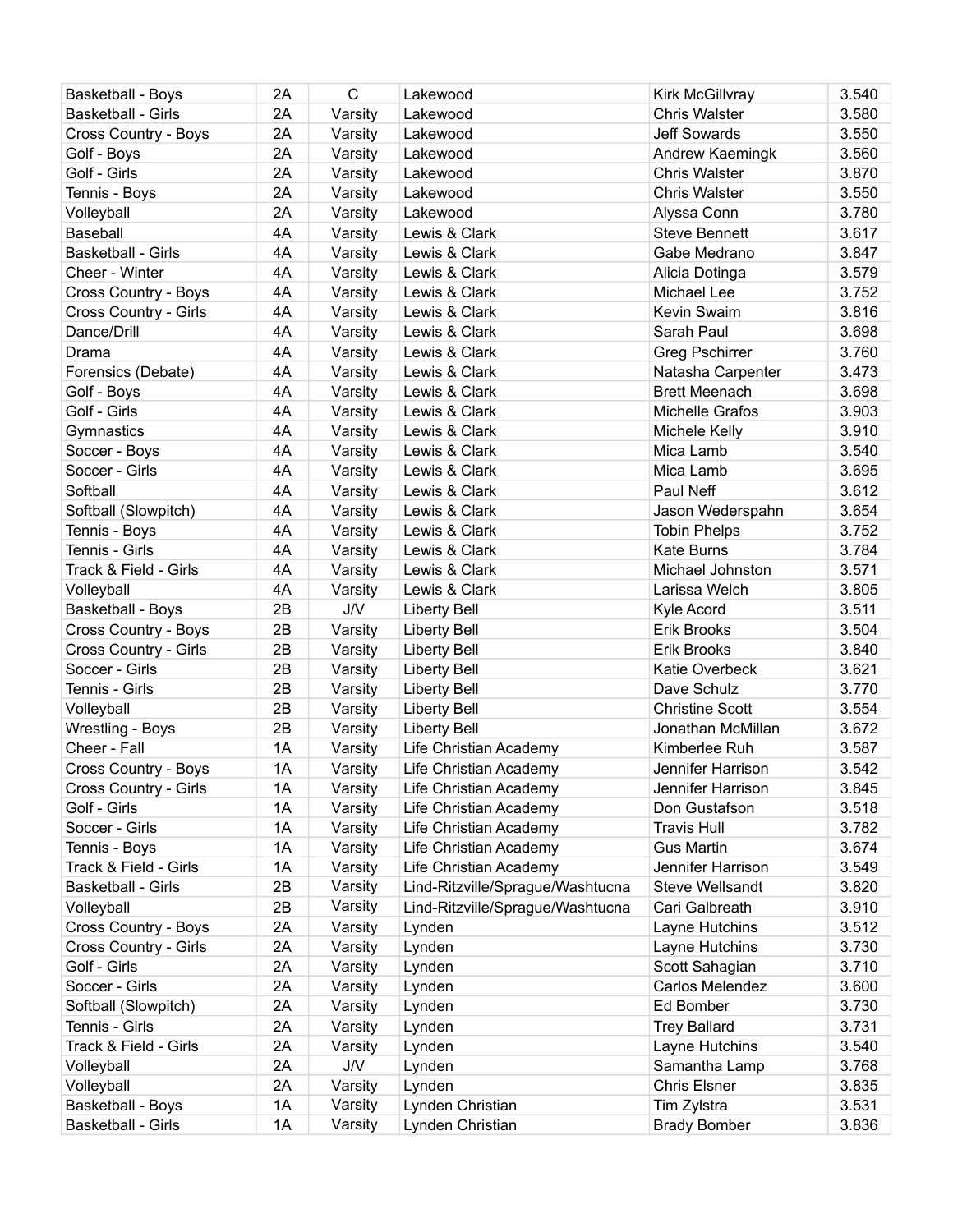| | | | | | |
|---|---|---|---|---|---|
| Basketball - Boys | 2A | C | Lakewood | Kirk McGillvray | 3.540 |
| Basketball - Girls | 2A | Varsity | Lakewood | Chris Walster | 3.580 |
| Cross Country - Boys | 2A | Varsity | Lakewood | Jeff Sowards | 3.550 |
| Golf - Boys | 2A | Varsity | Lakewood | Andrew Kaemingk | 3.560 |
| Golf - Girls | 2A | Varsity | Lakewood | Chris Walster | 3.870 |
| Tennis - Boys | 2A | Varsity | Lakewood | Chris Walster | 3.550 |
| Volleyball | 2A | Varsity | Lakewood | Alyssa Conn | 3.780 |
| Baseball | 4A | Varsity | Lewis & Clark | Steve Bennett | 3.617 |
| Basketball - Girls | 4A | Varsity | Lewis & Clark | Gabe Medrano | 3.847 |
| Cheer - Winter | 4A | Varsity | Lewis & Clark | Alicia Dotinga | 3.579 |
| Cross Country - Boys | 4A | Varsity | Lewis & Clark | Michael Lee | 3.752 |
| Cross Country - Girls | 4A | Varsity | Lewis & Clark | Kevin Swaim | 3.816 |
| Dance/Drill | 4A | Varsity | Lewis & Clark | Sarah Paul | 3.698 |
| Drama | 4A | Varsity | Lewis & Clark | Greg Pschirrer | 3.760 |
| Forensics (Debate) | 4A | Varsity | Lewis & Clark | Natasha Carpenter | 3.473 |
| Golf - Boys | 4A | Varsity | Lewis & Clark | Brett Meenach | 3.698 |
| Golf - Girls | 4A | Varsity | Lewis & Clark | Michelle Grafos | 3.903 |
| Gymnastics | 4A | Varsity | Lewis & Clark | Michele Kelly | 3.910 |
| Soccer - Boys | 4A | Varsity | Lewis & Clark | Mica Lamb | 3.540 |
| Soccer - Girls | 4A | Varsity | Lewis & Clark | Mica Lamb | 3.695 |
| Softball | 4A | Varsity | Lewis & Clark | Paul Neff | 3.612 |
| Softball (Slowpitch) | 4A | Varsity | Lewis & Clark | Jason Wederspahn | 3.654 |
| Tennis - Boys | 4A | Varsity | Lewis & Clark | Tobin Phelps | 3.752 |
| Tennis - Girls | 4A | Varsity | Lewis & Clark | Kate Burns | 3.784 |
| Track & Field - Girls | 4A | Varsity | Lewis & Clark | Michael Johnston | 3.571 |
| Volleyball | 4A | Varsity | Lewis & Clark | Larissa Welch | 3.805 |
| Basketball - Boys | 2B | J/V | Liberty Bell | Kyle Acord | 3.511 |
| Cross Country - Boys | 2B | Varsity | Liberty Bell | Erik Brooks | 3.504 |
| Cross Country - Girls | 2B | Varsity | Liberty Bell | Erik Brooks | 3.840 |
| Soccer - Girls | 2B | Varsity | Liberty Bell | Katie Overbeck | 3.621 |
| Tennis - Girls | 2B | Varsity | Liberty Bell | Dave Schulz | 3.770 |
| Volleyball | 2B | Varsity | Liberty Bell | Christine Scott | 3.554 |
| Wrestling - Boys | 2B | Varsity | Liberty Bell | Jonathan McMillan | 3.672 |
| Cheer - Fall | 1A | Varsity | Life Christian Academy | Kimberlee Ruh | 3.587 |
| Cross Country - Boys | 1A | Varsity | Life Christian Academy | Jennifer Harrison | 3.542 |
| Cross Country - Girls | 1A | Varsity | Life Christian Academy | Jennifer Harrison | 3.845 |
| Golf - Girls | 1A | Varsity | Life Christian Academy | Don Gustafson | 3.518 |
| Soccer - Girls | 1A | Varsity | Life Christian Academy | Travis Hull | 3.782 |
| Tennis - Boys | 1A | Varsity | Life Christian Academy | Gus Martin | 3.674 |
| Track & Field - Girls | 1A | Varsity | Life Christian Academy | Jennifer Harrison | 3.549 |
| Basketball - Girls | 2B | Varsity | Lind-Ritzville/Sprague/Washtucna | Steve Wellsandt | 3.820 |
| Volleyball | 2B | Varsity | Lind-Ritzville/Sprague/Washtucna | Cari Galbreath | 3.910 |
| Cross Country - Boys | 2A | Varsity | Lynden | Layne Hutchins | 3.512 |
| Cross Country - Girls | 2A | Varsity | Lynden | Layne Hutchins | 3.730 |
| Golf - Girls | 2A | Varsity | Lynden | Scott Sahagian | 3.710 |
| Soccer - Girls | 2A | Varsity | Lynden | Carlos Melendez | 3.600 |
| Softball (Slowpitch) | 2A | Varsity | Lynden | Ed Bomber | 3.730 |
| Tennis - Girls | 2A | Varsity | Lynden | Trey Ballard | 3.731 |
| Track & Field - Girls | 2A | Varsity | Lynden | Layne Hutchins | 3.540 |
| Volleyball | 2A | J/V | Lynden | Samantha Lamp | 3.768 |
| Volleyball | 2A | Varsity | Lynden | Chris Elsner | 3.835 |
| Basketball - Boys | 1A | Varsity | Lynden Christian | Tim Zylstra | 3.531 |
| Basketball - Girls | 1A | Varsity | Lynden Christian | Brady Bomber | 3.836 |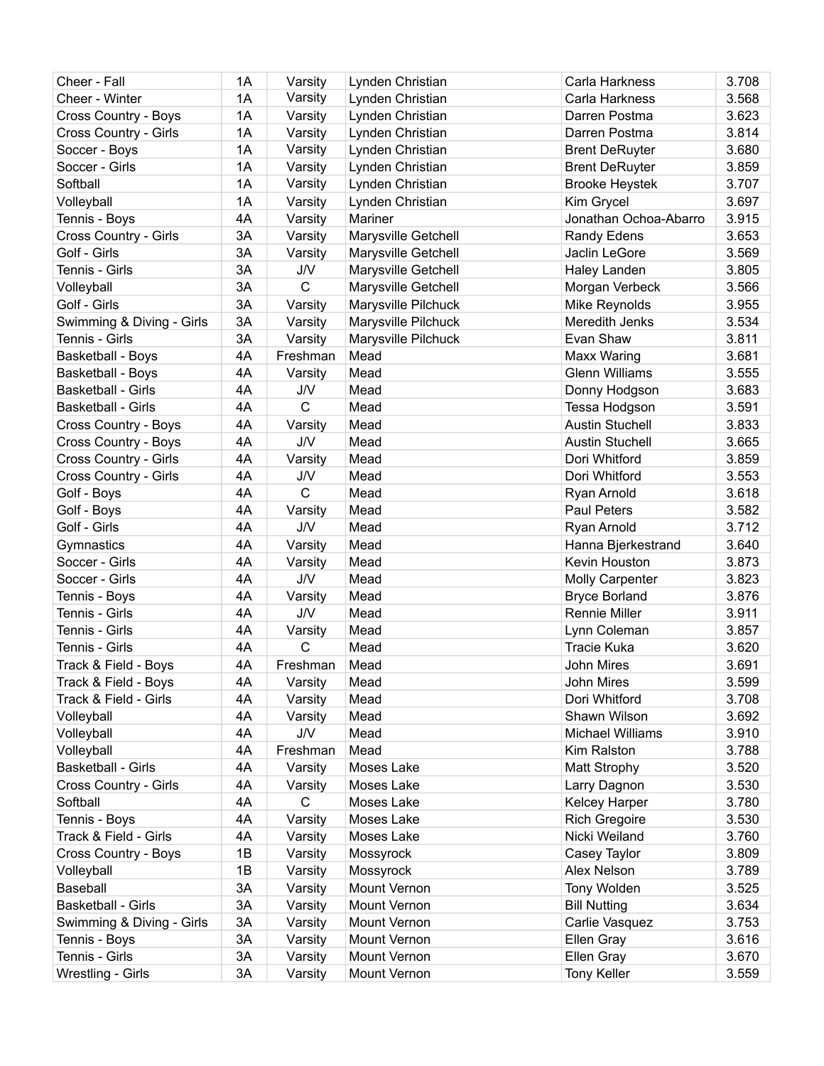| | | | | | |
|---|---|---|---|---|---|
| Cheer - Fall | 1A | Varsity | Lynden Christian | Carla Harkness | 3.708 |
| Cheer - Winter | 1A | Varsity | Lynden Christian | Carla Harkness | 3.568 |
| Cross Country - Boys | 1A | Varsity | Lynden Christian | Darren Postma | 3.623 |
| Cross Country - Girls | 1A | Varsity | Lynden Christian | Darren Postma | 3.814 |
| Soccer - Boys | 1A | Varsity | Lynden Christian | Brent DeRuyter | 3.680 |
| Soccer - Girls | 1A | Varsity | Lynden Christian | Brent DeRuyter | 3.859 |
| Softball | 1A | Varsity | Lynden Christian | Brooke Heystek | 3.707 |
| Volleyball | 1A | Varsity | Lynden Christian | Kim Grycel | 3.697 |
| Tennis - Boys | 4A | Varsity | Mariner | Jonathan Ochoa-Abarro | 3.915 |
| Cross Country - Girls | 3A | Varsity | Marysville Getchell | Randy Edens | 3.653 |
| Golf - Girls | 3A | Varsity | Marysville Getchell | Jaclin LeGore | 3.569 |
| Tennis - Girls | 3A | J/V | Marysville Getchell | Haley Landen | 3.805 |
| Volleyball | 3A | C | Marysville Getchell | Morgan Verbeck | 3.566 |
| Golf - Girls | 3A | Varsity | Marysville Pilchuck | Mike Reynolds | 3.955 |
| Swimming & Diving - Girls | 3A | Varsity | Marysville Pilchuck | Meredith Jenks | 3.534 |
| Tennis - Girls | 3A | Varsity | Marysville Pilchuck | Evan Shaw | 3.811 |
| Basketball - Boys | 4A | Freshman | Mead | Maxx Waring | 3.681 |
| Basketball - Boys | 4A | Varsity | Mead | Glenn Williams | 3.555 |
| Basketball - Girls | 4A | J/V | Mead | Donny Hodgson | 3.683 |
| Basketball - Girls | 4A | C | Mead | Tessa Hodgson | 3.591 |
| Cross Country - Boys | 4A | Varsity | Mead | Austin Stuchell | 3.833 |
| Cross Country - Boys | 4A | J/V | Mead | Austin Stuchell | 3.665 |
| Cross Country - Girls | 4A | Varsity | Mead | Dori Whitford | 3.859 |
| Cross Country - Girls | 4A | J/V | Mead | Dori Whitford | 3.553 |
| Golf - Boys | 4A | C | Mead | Ryan Arnold | 3.618 |
| Golf - Boys | 4A | Varsity | Mead | Paul Peters | 3.582 |
| Golf - Girls | 4A | J/V | Mead | Ryan Arnold | 3.712 |
| Gymnastics | 4A | Varsity | Mead | Hanna Bjerkestrand | 3.640 |
| Soccer - Girls | 4A | Varsity | Mead | Kevin Houston | 3.873 |
| Soccer - Girls | 4A | J/V | Mead | Molly Carpenter | 3.823 |
| Tennis - Boys | 4A | Varsity | Mead | Bryce Borland | 3.876 |
| Tennis - Girls | 4A | J/V | Mead | Rennie Miller | 3.911 |
| Tennis - Girls | 4A | Varsity | Mead | Lynn Coleman | 3.857 |
| Tennis - Girls | 4A | C | Mead | Tracie Kuka | 3.620 |
| Track & Field - Boys | 4A | Freshman | Mead | John Mires | 3.691 |
| Track & Field - Boys | 4A | Varsity | Mead | John Mires | 3.599 |
| Track & Field - Girls | 4A | Varsity | Mead | Dori Whitford | 3.708 |
| Volleyball | 4A | Varsity | Mead | Shawn Wilson | 3.692 |
| Volleyball | 4A | J/V | Mead | Michael Williams | 3.910 |
| Volleyball | 4A | Freshman | Mead | Kim Ralston | 3.788 |
| Basketball - Girls | 4A | Varsity | Moses Lake | Matt Strophy | 3.520 |
| Cross Country - Girls | 4A | Varsity | Moses Lake | Larry Dagnon | 3.530 |
| Softball | 4A | C | Moses Lake | Kelcey Harper | 3.780 |
| Tennis - Boys | 4A | Varsity | Moses Lake | Rich Gregoire | 3.530 |
| Track & Field - Girls | 4A | Varsity | Moses Lake | Nicki Weiland | 3.760 |
| Cross Country - Boys | 1B | Varsity | Mossyrock | Casey Taylor | 3.809 |
| Volleyball | 1B | Varsity | Mossyrock | Alex Nelson | 3.789 |
| Baseball | 3A | Varsity | Mount Vernon | Tony Wolden | 3.525 |
| Basketball - Girls | 3A | Varsity | Mount Vernon | Bill Nutting | 3.634 |
| Swimming & Diving - Girls | 3A | Varsity | Mount Vernon | Carlie Vasquez | 3.753 |
| Tennis - Boys | 3A | Varsity | Mount Vernon | Ellen Gray | 3.616 |
| Tennis - Girls | 3A | Varsity | Mount Vernon | Ellen Gray | 3.670 |
| Wrestling - Girls | 3A | Varsity | Mount Vernon | Tony Keller | 3.559 |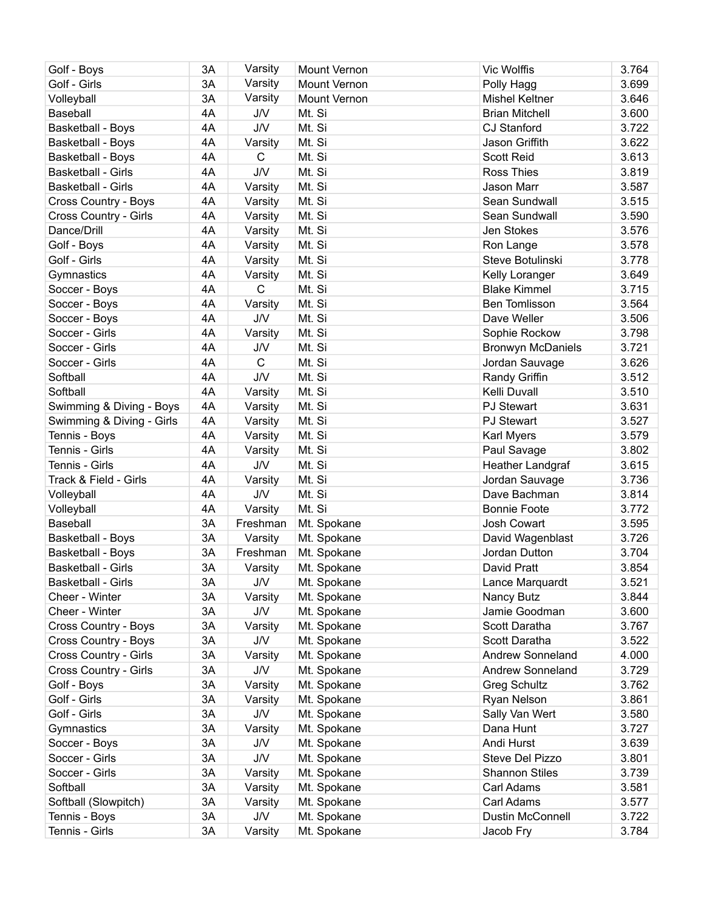| Golf - Boys | 3A | Varsity | Mount Vernon | Vic Wolffis | 3.764 |
|---|---|---|---|---|---|
| Golf - Girls | 3A | Varsity | Mount Vernon | Polly Hagg | 3.699 |
| Volleyball | 3A | Varsity | Mount Vernon | Mishel Keltner | 3.646 |
| Baseball | 4A | J/V | Mt. Si | Brian Mitchell | 3.600 |
| Basketball - Boys | 4A | J/V | Mt. Si | CJ Stanford | 3.722 |
| Basketball - Boys | 4A | Varsity | Mt. Si | Jason Griffith | 3.622 |
| Basketball - Boys | 4A | C | Mt. Si | Scott Reid | 3.613 |
| Basketball - Girls | 4A | J/V | Mt. Si | Ross Thies | 3.819 |
| Basketball - Girls | 4A | Varsity | Mt. Si | Jason Marr | 3.587 |
| Cross Country - Boys | 4A | Varsity | Mt. Si | Sean Sundwall | 3.515 |
| Cross Country - Girls | 4A | Varsity | Mt. Si | Sean Sundwall | 3.590 |
| Dance/Drill | 4A | Varsity | Mt. Si | Jen Stokes | 3.576 |
| Golf - Boys | 4A | Varsity | Mt. Si | Ron Lange | 3.578 |
| Golf - Girls | 4A | Varsity | Mt. Si | Steve Botulinski | 3.778 |
| Gymnastics | 4A | Varsity | Mt. Si | Kelly Loranger | 3.649 |
| Soccer - Boys | 4A | C | Mt. Si | Blake Kimmel | 3.715 |
| Soccer - Boys | 4A | Varsity | Mt. Si | Ben Tomlisson | 3.564 |
| Soccer - Boys | 4A | J/V | Mt. Si | Dave Weller | 3.506 |
| Soccer - Girls | 4A | Varsity | Mt. Si | Sophie Rockow | 3.798 |
| Soccer - Girls | 4A | J/V | Mt. Si | Bronwyn McDaniels | 3.721 |
| Soccer - Girls | 4A | C | Mt. Si | Jordan Sauvage | 3.626 |
| Softball | 4A | J/V | Mt. Si | Randy Griffin | 3.512 |
| Softball | 4A | Varsity | Mt. Si | Kelli Duvall | 3.510 |
| Swimming & Diving - Boys | 4A | Varsity | Mt. Si | PJ Stewart | 3.631 |
| Swimming & Diving - Girls | 4A | Varsity | Mt. Si | PJ Stewart | 3.527 |
| Tennis - Boys | 4A | Varsity | Mt. Si | Karl Myers | 3.579 |
| Tennis - Girls | 4A | Varsity | Mt. Si | Paul Savage | 3.802 |
| Tennis - Girls | 4A | J/V | Mt. Si | Heather Landgraf | 3.615 |
| Track & Field - Girls | 4A | Varsity | Mt. Si | Jordan Sauvage | 3.736 |
| Volleyball | 4A | J/V | Mt. Si | Dave Bachman | 3.814 |
| Volleyball | 4A | Varsity | Mt. Si | Bonnie Foote | 3.772 |
| Baseball | 3A | Freshman | Mt. Spokane | Josh Cowart | 3.595 |
| Basketball - Boys | 3A | Varsity | Mt. Spokane | David Wagenblast | 3.726 |
| Basketball - Boys | 3A | Freshman | Mt. Spokane | Jordan Dutton | 3.704 |
| Basketball - Girls | 3A | Varsity | Mt. Spokane | David Pratt | 3.854 |
| Basketball - Girls | 3A | J/V | Mt. Spokane | Lance Marquardt | 3.521 |
| Cheer - Winter | 3A | Varsity | Mt. Spokane | Nancy Butz | 3.844 |
| Cheer - Winter | 3A | J/V | Mt. Spokane | Jamie Goodman | 3.600 |
| Cross Country - Boys | 3A | Varsity | Mt. Spokane | Scott Daratha | 3.767 |
| Cross Country - Boys | 3A | J/V | Mt. Spokane | Scott Daratha | 3.522 |
| Cross Country - Girls | 3A | Varsity | Mt. Spokane | Andrew Sonneland | 4.000 |
| Cross Country - Girls | 3A | J/V | Mt. Spokane | Andrew Sonneland | 3.729 |
| Golf - Boys | 3A | Varsity | Mt. Spokane | Greg Schultz | 3.762 |
| Golf - Girls | 3A | Varsity | Mt. Spokane | Ryan Nelson | 3.861 |
| Golf - Girls | 3A | J/V | Mt. Spokane | Sally Van Wert | 3.580 |
| Gymnastics | 3A | Varsity | Mt. Spokane | Dana Hunt | 3.727 |
| Soccer - Boys | 3A | J/V | Mt. Spokane | Andi Hurst | 3.639 |
| Soccer - Girls | 3A | J/V | Mt. Spokane | Steve Del Pizzo | 3.801 |
| Soccer - Girls | 3A | Varsity | Mt. Spokane | Shannon Stiles | 3.739 |
| Softball | 3A | Varsity | Mt. Spokane | Carl Adams | 3.581 |
| Softball (Slowpitch) | 3A | Varsity | Mt. Spokane | Carl Adams | 3.577 |
| Tennis - Boys | 3A | J/V | Mt. Spokane | Dustin McConnell | 3.722 |
| Tennis - Girls | 3A | Varsity | Mt. Spokane | Jacob Fry | 3.784 |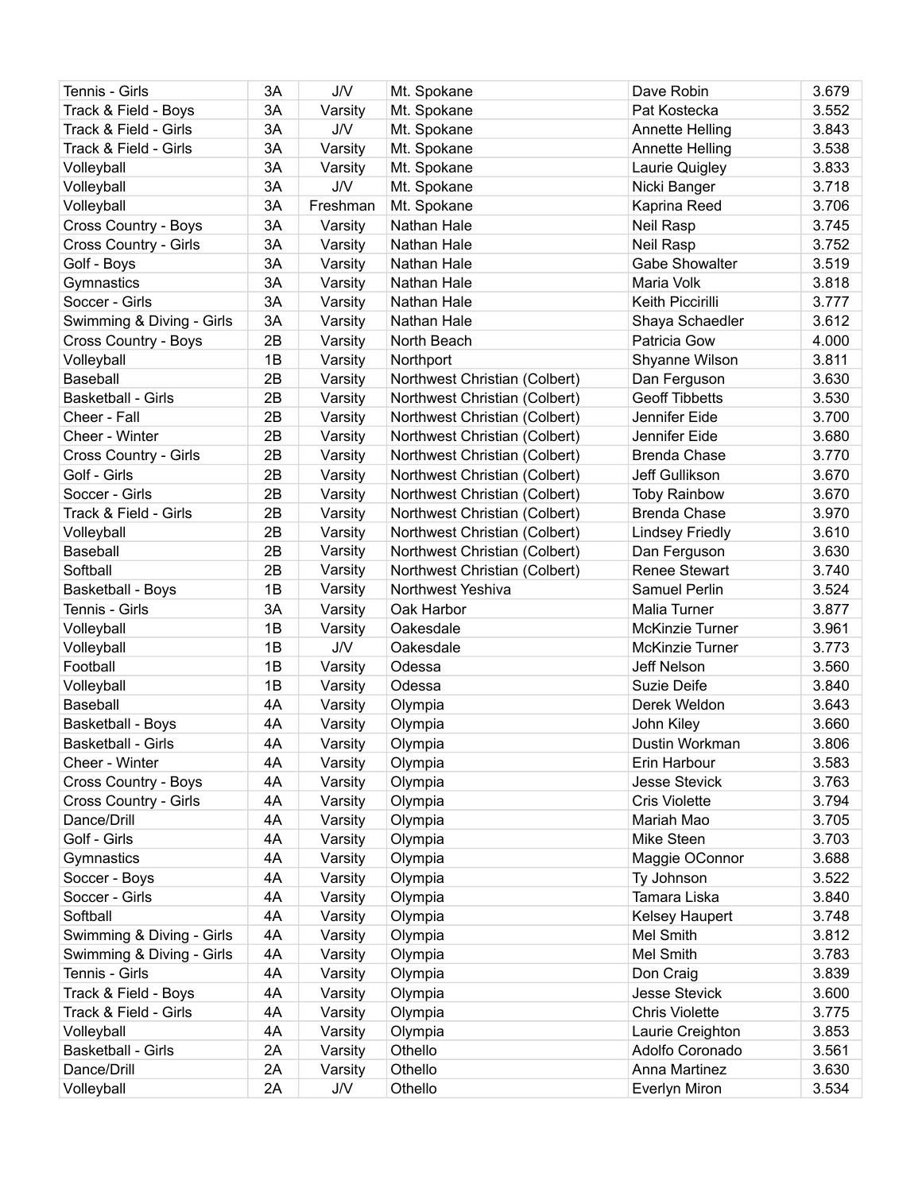| Tennis - Girls | 3A | J/V | Mt. Spokane | Dave Robin | 3.679 |
|---|---|---|---|---|---|
| Track & Field - Boys | 3A | Varsity | Mt. Spokane | Pat Kostecka | 3.552 |
| Track & Field - Girls | 3A | J/V | Mt. Spokane | Annette Helling | 3.843 |
| Track & Field - Girls | 3A | Varsity | Mt. Spokane | Annette Helling | 3.538 |
| Volleyball | 3A | Varsity | Mt. Spokane | Laurie Quigley | 3.833 |
| Volleyball | 3A | J/V | Mt. Spokane | Nicki Banger | 3.718 |
| Volleyball | 3A | Freshman | Mt. Spokane | Kaprina Reed | 3.706 |
| Cross Country - Boys | 3A | Varsity | Nathan Hale | Neil Rasp | 3.745 |
| Cross Country - Girls | 3A | Varsity | Nathan Hale | Neil Rasp | 3.752 |
| Golf - Boys | 3A | Varsity | Nathan Hale | Gabe Showalter | 3.519 |
| Gymnastics | 3A | Varsity | Nathan Hale | Maria Volk | 3.818 |
| Soccer - Girls | 3A | Varsity | Nathan Hale | Keith Piccirilli | 3.777 |
| Swimming & Diving - Girls | 3A | Varsity | Nathan Hale | Shaya Schaedler | 3.612 |
| Cross Country - Boys | 2B | Varsity | North Beach | Patricia Gow | 4.000 |
| Volleyball | 1B | Varsity | Northport | Shyanne Wilson | 3.811 |
| Baseball | 2B | Varsity | Northwest Christian (Colbert) | Dan Ferguson | 3.630 |
| Basketball - Girls | 2B | Varsity | Northwest Christian (Colbert) | Geoff Tibbetts | 3.530 |
| Cheer - Fall | 2B | Varsity | Northwest Christian (Colbert) | Jennifer Eide | 3.700 |
| Cheer - Winter | 2B | Varsity | Northwest Christian (Colbert) | Jennifer Eide | 3.680 |
| Cross Country - Girls | 2B | Varsity | Northwest Christian (Colbert) | Brenda Chase | 3.770 |
| Golf - Girls | 2B | Varsity | Northwest Christian (Colbert) | Jeff Gullikson | 3.670 |
| Soccer - Girls | 2B | Varsity | Northwest Christian (Colbert) | Toby Rainbow | 3.670 |
| Track & Field - Girls | 2B | Varsity | Northwest Christian (Colbert) | Brenda Chase | 3.970 |
| Volleyball | 2B | Varsity | Northwest Christian (Colbert) | Lindsey Friedly | 3.610 |
| Baseball | 2B | Varsity | Northwest Christian (Colbert) | Dan Ferguson | 3.630 |
| Softball | 2B | Varsity | Northwest Christian (Colbert) | Renee Stewart | 3.740 |
| Basketball - Boys | 1B | Varsity | Northwest Yeshiva | Samuel Perlin | 3.524 |
| Tennis - Girls | 3A | Varsity | Oak Harbor | Malia Turner | 3.877 |
| Volleyball | 1B | Varsity | Oakesdale | McKinzie Turner | 3.961 |
| Volleyball | 1B | J/V | Oakesdale | McKinzie Turner | 3.773 |
| Football | 1B | Varsity | Odessa | Jeff Nelson | 3.560 |
| Volleyball | 1B | Varsity | Odessa | Suzie Deife | 3.840 |
| Baseball | 4A | Varsity | Olympia | Derek Weldon | 3.643 |
| Basketball - Boys | 4A | Varsity | Olympia | John Kiley | 3.660 |
| Basketball - Girls | 4A | Varsity | Olympia | Dustin Workman | 3.806 |
| Cheer - Winter | 4A | Varsity | Olympia | Erin Harbour | 3.583 |
| Cross Country - Boys | 4A | Varsity | Olympia | Jesse Stevick | 3.763 |
| Cross Country - Girls | 4A | Varsity | Olympia | Cris Violette | 3.794 |
| Dance/Drill | 4A | Varsity | Olympia | Mariah Mao | 3.705 |
| Golf - Girls | 4A | Varsity | Olympia | Mike Steen | 3.703 |
| Gymnastics | 4A | Varsity | Olympia | Maggie OConnor | 3.688 |
| Soccer - Boys | 4A | Varsity | Olympia | Ty Johnson | 3.522 |
| Soccer - Girls | 4A | Varsity | Olympia | Tamara Liska | 3.840 |
| Softball | 4A | Varsity | Olympia | Kelsey Haupert | 3.748 |
| Swimming & Diving - Girls | 4A | Varsity | Olympia | Mel Smith | 3.812 |
| Swimming & Diving - Girls | 4A | Varsity | Olympia | Mel Smith | 3.783 |
| Tennis - Girls | 4A | Varsity | Olympia | Don Craig | 3.839 |
| Track & Field - Boys | 4A | Varsity | Olympia | Jesse Stevick | 3.600 |
| Track & Field - Girls | 4A | Varsity | Olympia | Chris Violette | 3.775 |
| Volleyball | 4A | Varsity | Olympia | Laurie Creighton | 3.853 |
| Basketball - Girls | 2A | Varsity | Othello | Adolfo Coronado | 3.561 |
| Dance/Drill | 2A | Varsity | Othello | Anna Martinez | 3.630 |
| Volleyball | 2A | J/V | Othello | Everlyn Miron | 3.534 |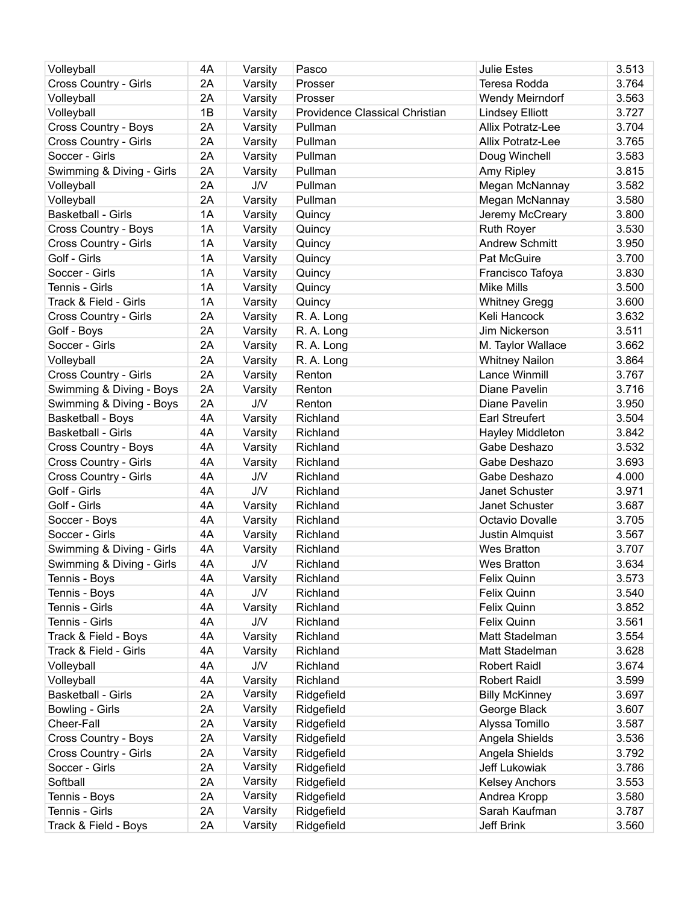| Volleyball | 4A | Varsity | Pasco | Julie Estes | 3.513 |
|---|---|---|---|---|---|
| Cross Country - Girls | 2A | Varsity | Prosser | Teresa Rodda | 3.764 |
| Volleyball | 2A | Varsity | Prosser | Wendy Meirndorf | 3.563 |
| Volleyball | 1B | Varsity | Providence Classical Christian | Lindsey Elliott | 3.727 |
| Cross Country - Boys | 2A | Varsity | Pullman | Allix Potratz-Lee | 3.704 |
| Cross Country - Girls | 2A | Varsity | Pullman | Allix Potratz-Lee | 3.765 |
| Soccer - Girls | 2A | Varsity | Pullman | Doug Winchell | 3.583 |
| Swimming & Diving - Girls | 2A | Varsity | Pullman | Amy Ripley | 3.815 |
| Volleyball | 2A | J/V | Pullman | Megan McNannay | 3.582 |
| Volleyball | 2A | Varsity | Pullman | Megan McNannay | 3.580 |
| Basketball - Girls | 1A | Varsity | Quincy | Jeremy McCreary | 3.800 |
| Cross Country - Boys | 1A | Varsity | Quincy | Ruth Royer | 3.530 |
| Cross Country - Girls | 1A | Varsity | Quincy | Andrew Schmitt | 3.950 |
| Golf - Girls | 1A | Varsity | Quincy | Pat McGuire | 3.700 |
| Soccer - Girls | 1A | Varsity | Quincy | Francisco Tafoya | 3.830 |
| Tennis - Girls | 1A | Varsity | Quincy | Mike Mills | 3.500 |
| Track & Field - Girls | 1A | Varsity | Quincy | Whitney Gregg | 3.600 |
| Cross Country - Girls | 2A | Varsity | R. A. Long | Keli Hancock | 3.632 |
| Golf - Boys | 2A | Varsity | R. A. Long | Jim Nickerson | 3.511 |
| Soccer - Girls | 2A | Varsity | R. A. Long | M. Taylor Wallace | 3.662 |
| Volleyball | 2A | Varsity | R. A. Long | Whitney Nailon | 3.864 |
| Cross Country - Girls | 2A | Varsity | Renton | Lance Winmill | 3.767 |
| Swimming & Diving - Boys | 2A | Varsity | Renton | Diane Pavelin | 3.716 |
| Swimming & Diving - Boys | 2A | J/V | Renton | Diane Pavelin | 3.950 |
| Basketball - Boys | 4A | Varsity | Richland | Earl Streufert | 3.504 |
| Basketball - Girls | 4A | Varsity | Richland | Hayley Middleton | 3.842 |
| Cross Country - Boys | 4A | Varsity | Richland | Gabe Deshazo | 3.532 |
| Cross Country - Girls | 4A | Varsity | Richland | Gabe Deshazo | 3.693 |
| Cross Country - Girls | 4A | J/V | Richland | Gabe Deshazo | 4.000 |
| Golf - Girls | 4A | J/V | Richland | Janet Schuster | 3.971 |
| Golf - Girls | 4A | Varsity | Richland | Janet Schuster | 3.687 |
| Soccer - Boys | 4A | Varsity | Richland | Octavio Dovalle | 3.705 |
| Soccer - Girls | 4A | Varsity | Richland | Justin Almquist | 3.567 |
| Swimming & Diving - Girls | 4A | Varsity | Richland | Wes Bratton | 3.707 |
| Swimming & Diving - Girls | 4A | J/V | Richland | Wes Bratton | 3.634 |
| Tennis - Boys | 4A | Varsity | Richland | Felix Quinn | 3.573 |
| Tennis - Boys | 4A | J/V | Richland | Felix Quinn | 3.540 |
| Tennis - Girls | 4A | Varsity | Richland | Felix Quinn | 3.852 |
| Tennis - Girls | 4A | J/V | Richland | Felix Quinn | 3.561 |
| Track & Field - Boys | 4A | Varsity | Richland | Matt Stadelman | 3.554 |
| Track & Field - Girls | 4A | Varsity | Richland | Matt Stadelman | 3.628 |
| Volleyball | 4A | J/V | Richland | Robert Raidl | 3.674 |
| Volleyball | 4A | Varsity | Richland | Robert Raidl | 3.599 |
| Basketball - Girls | 2A | Varsity | Ridgefield | Billy McKinney | 3.697 |
| Bowling - Girls | 2A | Varsity | Ridgefield | George Black | 3.607 |
| Cheer-Fall | 2A | Varsity | Ridgefield | Alyssa Tomillo | 3.587 |
| Cross Country - Boys | 2A | Varsity | Ridgefield | Angela Shields | 3.536 |
| Cross Country - Girls | 2A | Varsity | Ridgefield | Angela Shields | 3.792 |
| Soccer - Girls | 2A | Varsity | Ridgefield | Jeff Lukowiak | 3.786 |
| Softball | 2A | Varsity | Ridgefield | Kelsey Anchors | 3.553 |
| Tennis - Boys | 2A | Varsity | Ridgefield | Andrea Kropp | 3.580 |
| Tennis - Girls | 2A | Varsity | Ridgefield | Sarah Kaufman | 3.787 |
| Track & Field - Boys | 2A | Varsity | Ridgefield | Jeff Brink | 3.560 |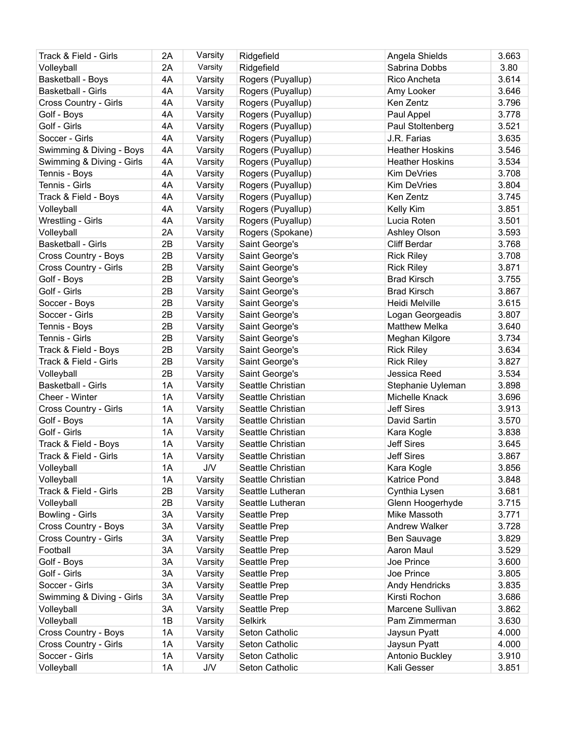| Track & Field - Girls | 2A | Varsity | Ridgefield | Angela Shields | 3.663 |
|---|---|---|---|---|---|
| Volleyball | 2A | Varsity | Ridgefield | Sabrina Dobbs | 3.80 |
| Basketball - Boys | 4A | Varsity | Rogers (Puyallup) | Rico Ancheta | 3.614 |
| Basketball - Girls | 4A | Varsity | Rogers (Puyallup) | Amy Looker | 3.646 |
| Cross Country - Girls | 4A | Varsity | Rogers (Puyallup) | Ken Zentz | 3.796 |
| Golf - Boys | 4A | Varsity | Rogers (Puyallup) | Paul Appel | 3.778 |
| Golf - Girls | 4A | Varsity | Rogers (Puyallup) | Paul Stoltenberg | 3.521 |
| Soccer - Girls | 4A | Varsity | Rogers (Puyallup) | J.R. Farias | 3.635 |
| Swimming & Diving - Boys | 4A | Varsity | Rogers (Puyallup) | Heather Hoskins | 3.546 |
| Swimming & Diving - Girls | 4A | Varsity | Rogers (Puyallup) | Heather Hoskins | 3.534 |
| Tennis - Boys | 4A | Varsity | Rogers (Puyallup) | Kim DeVries | 3.708 |
| Tennis - Girls | 4A | Varsity | Rogers (Puyallup) | Kim DeVries | 3.804 |
| Track & Field - Boys | 4A | Varsity | Rogers (Puyallup) | Ken Zentz | 3.745 |
| Volleyball | 4A | Varsity | Rogers (Puyallup) | Kelly Kim | 3.851 |
| Wrestling - Girls | 4A | Varsity | Rogers (Puyallup) | Lucia Roten | 3.501 |
| Volleyball | 2A | Varsity | Rogers (Spokane) | Ashley Olson | 3.593 |
| Basketball - Girls | 2B | Varsity | Saint George's | Cliff Berdar | 3.768 |
| Cross Country - Boys | 2B | Varsity | Saint George's | Rick Riley | 3.708 |
| Cross Country - Girls | 2B | Varsity | Saint George's | Rick Riley | 3.871 |
| Golf - Boys | 2B | Varsity | Saint George's | Brad Kirsch | 3.755 |
| Golf - Girls | 2B | Varsity | Saint George's | Brad Kirsch | 3.867 |
| Soccer - Boys | 2B | Varsity | Saint George's | Heidi Melville | 3.615 |
| Soccer - Girls | 2B | Varsity | Saint George's | Logan Georgeadis | 3.807 |
| Tennis - Boys | 2B | Varsity | Saint George's | Matthew Melka | 3.640 |
| Tennis - Girls | 2B | Varsity | Saint George's | Meghan Kilgore | 3.734 |
| Track & Field - Boys | 2B | Varsity | Saint George's | Rick Riley | 3.634 |
| Track & Field - Girls | 2B | Varsity | Saint George's | Rick Riley | 3.827 |
| Volleyball | 2B | Varsity | Saint George's | Jessica Reed | 3.534 |
| Basketball - Girls | 1A | Varsity | Seattle Christian | Stephanie Uyleman | 3.898 |
| Cheer - Winter | 1A | Varsity | Seattle Christian | Michelle Knack | 3.696 |
| Cross Country - Girls | 1A | Varsity | Seattle Christian | Jeff Sires | 3.913 |
| Golf - Boys | 1A | Varsity | Seattle Christian | David Sartin | 3.570 |
| Golf - Girls | 1A | Varsity | Seattle Christian | Kara Kogle | 3.838 |
| Track & Field - Boys | 1A | Varsity | Seattle Christian | Jeff Sires | 3.645 |
| Track & Field - Girls | 1A | Varsity | Seattle Christian | Jeff Sires | 3.867 |
| Volleyball | 1A | J/V | Seattle Christian | Kara Kogle | 3.856 |
| Volleyball | 1A | Varsity | Seattle Christian | Katrice Pond | 3.848 |
| Track & Field - Girls | 2B | Varsity | Seattle Lutheran | Cynthia Lysen | 3.681 |
| Volleyball | 2B | Varsity | Seattle Lutheran | Glenn Hoogerhyde | 3.715 |
| Bowling - Girls | 3A | Varsity | Seattle Prep | Mike Massoth | 3.771 |
| Cross Country - Boys | 3A | Varsity | Seattle Prep | Andrew Walker | 3.728 |
| Cross Country - Girls | 3A | Varsity | Seattle Prep | Ben Sauvage | 3.829 |
| Football | 3A | Varsity | Seattle Prep | Aaron Maul | 3.529 |
| Golf - Boys | 3A | Varsity | Seattle Prep | Joe Prince | 3.600 |
| Golf - Girls | 3A | Varsity | Seattle Prep | Joe Prince | 3.805 |
| Soccer - Girls | 3A | Varsity | Seattle Prep | Andy Hendricks | 3.835 |
| Swimming & Diving - Girls | 3A | Varsity | Seattle Prep | Kirsti Rochon | 3.686 |
| Volleyball | 3A | Varsity | Seattle Prep | Marcene Sullivan | 3.862 |
| Volleyball | 1B | Varsity | Selkirk | Pam Zimmerman | 3.630 |
| Cross Country - Boys | 1A | Varsity | Seton Catholic | Jaysun Pyatt | 4.000 |
| Cross Country - Girls | 1A | Varsity | Seton Catholic | Jaysun Pyatt | 4.000 |
| Soccer - Girls | 1A | Varsity | Seton Catholic | Antonio Buckley | 3.910 |
| Volleyball | 1A | J/V | Seton Catholic | Kali Gesser | 3.851 |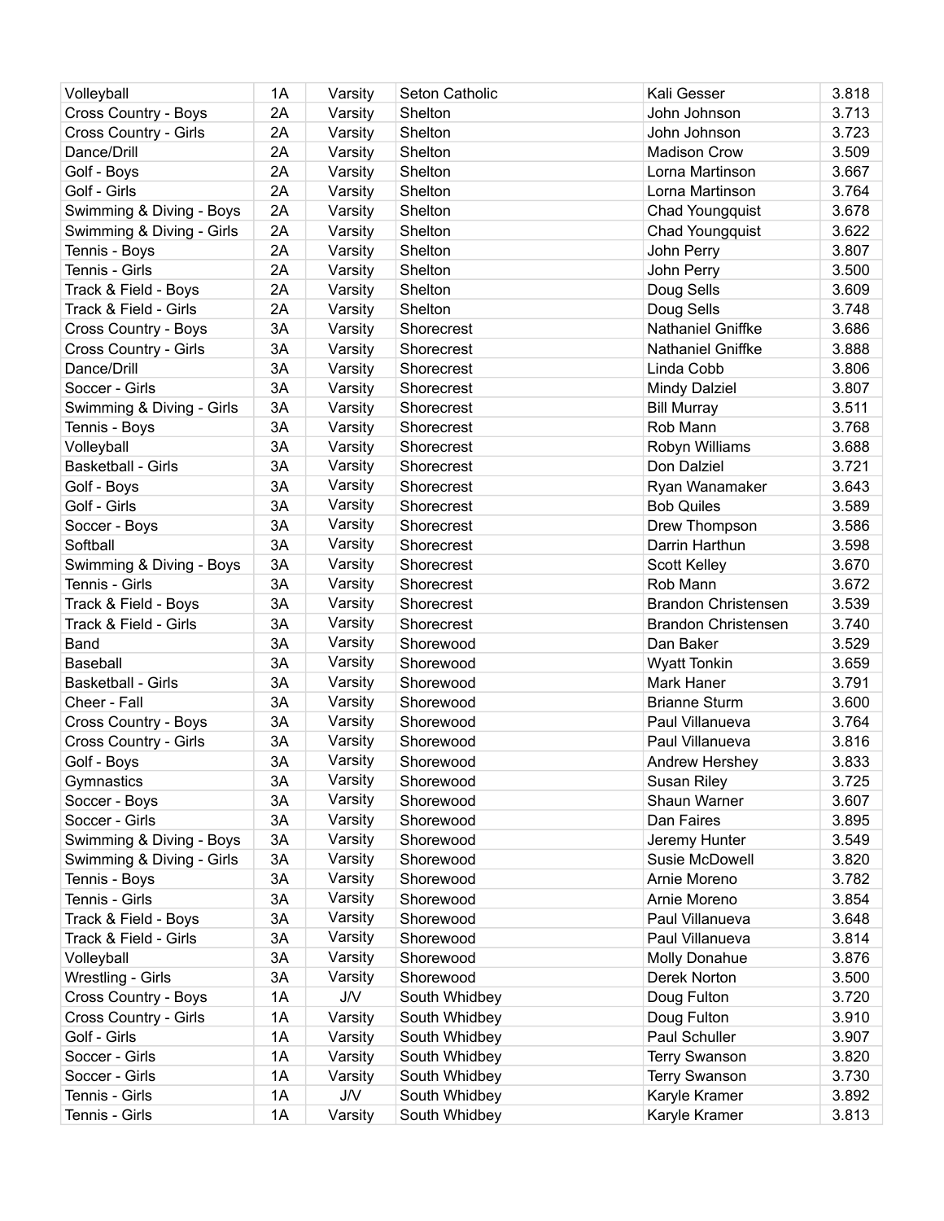| Volleyball | 1A | Varsity | Seton Catholic | Kali Gesser | 3.818 |
|---|---|---|---|---|---|
| Cross Country - Boys | 2A | Varsity | Shelton | John Johnson | 3.713 |
| Cross Country - Girls | 2A | Varsity | Shelton | John Johnson | 3.723 |
| Dance/Drill | 2A | Varsity | Shelton | Madison Crow | 3.509 |
| Golf - Boys | 2A | Varsity | Shelton | Lorna Martinson | 3.667 |
| Golf - Girls | 2A | Varsity | Shelton | Lorna Martinson | 3.764 |
| Swimming & Diving - Boys | 2A | Varsity | Shelton | Chad Youngquist | 3.678 |
| Swimming & Diving - Girls | 2A | Varsity | Shelton | Chad Youngquist | 3.622 |
| Tennis - Boys | 2A | Varsity | Shelton | John Perry | 3.807 |
| Tennis - Girls | 2A | Varsity | Shelton | John Perry | 3.500 |
| Track & Field - Boys | 2A | Varsity | Shelton | Doug Sells | 3.609 |
| Track & Field - Girls | 2A | Varsity | Shelton | Doug Sells | 3.748 |
| Cross Country - Boys | 3A | Varsity | Shorecrest | Nathaniel Gniffke | 3.686 |
| Cross Country - Girls | 3A | Varsity | Shorecrest | Nathaniel Gniffke | 3.888 |
| Dance/Drill | 3A | Varsity | Shorecrest | Linda Cobb | 3.806 |
| Soccer - Girls | 3A | Varsity | Shorecrest | Mindy Dalziel | 3.807 |
| Swimming & Diving - Girls | 3A | Varsity | Shorecrest | Bill Murray | 3.511 |
| Tennis - Boys | 3A | Varsity | Shorecrest | Rob Mann | 3.768 |
| Volleyball | 3A | Varsity | Shorecrest | Robyn Williams | 3.688 |
| Basketball - Girls | 3A | Varsity | Shorecrest | Don Dalziel | 3.721 |
| Golf - Boys | 3A | Varsity | Shorecrest | Ryan Wanamaker | 3.643 |
| Golf - Girls | 3A | Varsity | Shorecrest | Bob Quiles | 3.589 |
| Soccer - Boys | 3A | Varsity | Shorecrest | Drew Thompson | 3.586 |
| Softball | 3A | Varsity | Shorecrest | Darrin Harthun | 3.598 |
| Swimming & Diving - Boys | 3A | Varsity | Shorecrest | Scott Kelley | 3.670 |
| Tennis - Girls | 3A | Varsity | Shorecrest | Rob Mann | 3.672 |
| Track & Field - Boys | 3A | Varsity | Shorecrest | Brandon Christensen | 3.539 |
| Track & Field - Girls | 3A | Varsity | Shorecrest | Brandon Christensen | 3.740 |
| Band | 3A | Varsity | Shorewood | Dan Baker | 3.529 |
| Baseball | 3A | Varsity | Shorewood | Wyatt Tonkin | 3.659 |
| Basketball - Girls | 3A | Varsity | Shorewood | Mark Haner | 3.791 |
| Cheer - Fall | 3A | Varsity | Shorewood | Brianne Sturm | 3.600 |
| Cross Country - Boys | 3A | Varsity | Shorewood | Paul Villanueva | 3.764 |
| Cross Country - Girls | 3A | Varsity | Shorewood | Paul Villanueva | 3.816 |
| Golf - Boys | 3A | Varsity | Shorewood | Andrew Hershey | 3.833 |
| Gymnastics | 3A | Varsity | Shorewood | Susan Riley | 3.725 |
| Soccer - Boys | 3A | Varsity | Shorewood | Shaun Warner | 3.607 |
| Soccer - Girls | 3A | Varsity | Shorewood | Dan Faires | 3.895 |
| Swimming & Diving - Boys | 3A | Varsity | Shorewood | Jeremy Hunter | 3.549 |
| Swimming & Diving - Girls | 3A | Varsity | Shorewood | Susie McDowell | 3.820 |
| Tennis - Boys | 3A | Varsity | Shorewood | Arnie Moreno | 3.782 |
| Tennis - Girls | 3A | Varsity | Shorewood | Arnie Moreno | 3.854 |
| Track & Field - Boys | 3A | Varsity | Shorewood | Paul Villanueva | 3.648 |
| Track & Field - Girls | 3A | Varsity | Shorewood | Paul Villanueva | 3.814 |
| Volleyball | 3A | Varsity | Shorewood | Molly Donahue | 3.876 |
| Wrestling - Girls | 3A | Varsity | Shorewood | Derek Norton | 3.500 |
| Cross Country - Boys | 1A | J/V | South Whidbey | Doug Fulton | 3.720 |
| Cross Country - Girls | 1A | Varsity | South Whidbey | Doug Fulton | 3.910 |
| Golf - Girls | 1A | Varsity | South Whidbey | Paul Schuller | 3.907 |
| Soccer - Girls | 1A | Varsity | South Whidbey | Terry Swanson | 3.820 |
| Soccer - Girls | 1A | Varsity | South Whidbey | Terry Swanson | 3.730 |
| Tennis - Girls | 1A | J/V | South Whidbey | Karyle Kramer | 3.892 |
| Tennis - Girls | 1A | Varsity | South Whidbey | Karyle Kramer | 3.813 |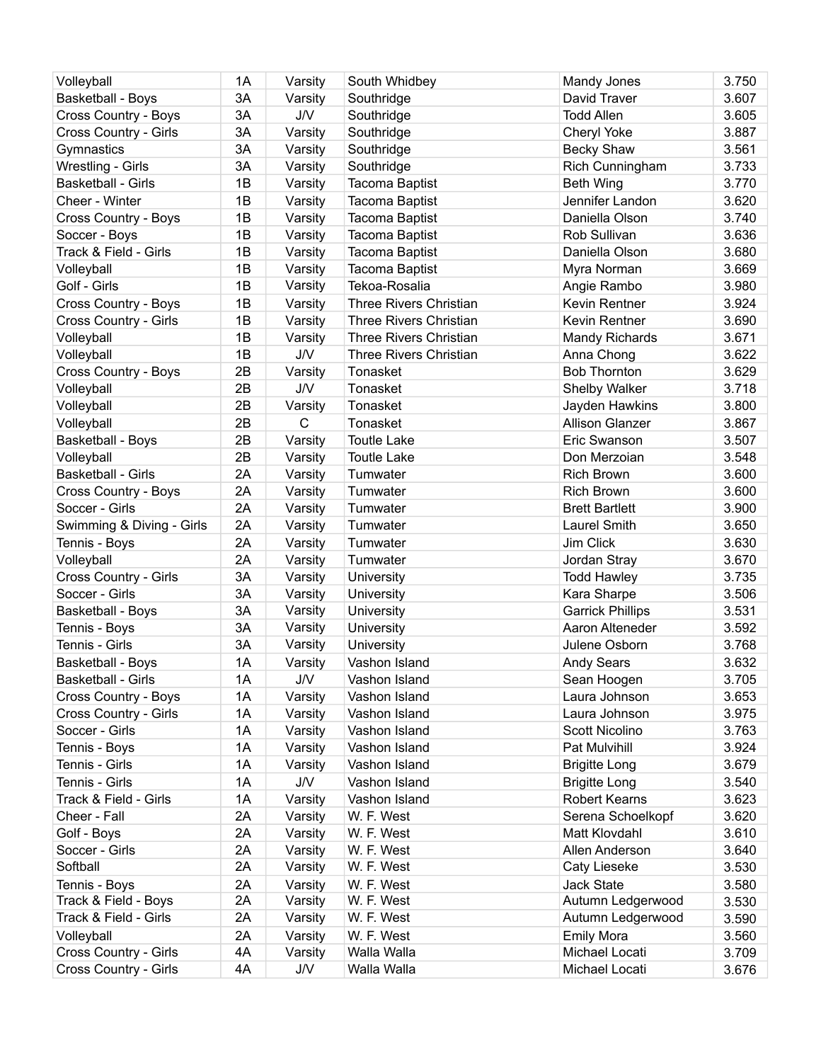| Volleyball | 1A | Varsity | South Whidbey | Mandy Jones | 3.750 |
|---|---|---|---|---|---|
| Basketball - Boys | 3A | Varsity | Southridge | David Traver | 3.607 |
| Cross Country - Boys | 3A | J/V | Southridge | Todd Allen | 3.605 |
| Cross Country - Girls | 3A | Varsity | Southridge | Cheryl Yoke | 3.887 |
| Gymnastics | 3A | Varsity | Southridge | Becky Shaw | 3.561 |
| Wrestling - Girls | 3A | Varsity | Southridge | Rich Cunningham | 3.733 |
| Basketball - Girls | 1B | Varsity | Tacoma Baptist | Beth Wing | 3.770 |
| Cheer - Winter | 1B | Varsity | Tacoma Baptist | Jennifer Landon | 3.620 |
| Cross Country - Boys | 1B | Varsity | Tacoma Baptist | Daniella Olson | 3.740 |
| Soccer - Boys | 1B | Varsity | Tacoma Baptist | Rob Sullivan | 3.636 |
| Track & Field - Girls | 1B | Varsity | Tacoma Baptist | Daniella Olson | 3.680 |
| Volleyball | 1B | Varsity | Tacoma Baptist | Myra Norman | 3.669 |
| Golf - Girls | 1B | Varsity | Tekoa-Rosalia | Angie Rambo | 3.980 |
| Cross Country - Boys | 1B | Varsity | Three Rivers Christian | Kevin Rentner | 3.924 |
| Cross Country - Girls | 1B | Varsity | Three Rivers Christian | Kevin Rentner | 3.690 |
| Volleyball | 1B | Varsity | Three Rivers Christian | Mandy Richards | 3.671 |
| Volleyball | 1B | J/V | Three Rivers Christian | Anna Chong | 3.622 |
| Cross Country - Boys | 2B | Varsity | Tonasket | Bob Thornton | 3.629 |
| Volleyball | 2B | J/V | Tonasket | Shelby Walker | 3.718 |
| Volleyball | 2B | Varsity | Tonasket | Jayden Hawkins | 3.800 |
| Volleyball | 2B | C | Tonasket | Allison Glanzer | 3.867 |
| Basketball - Boys | 2B | Varsity | Toutle Lake | Eric Swanson | 3.507 |
| Volleyball | 2B | Varsity | Toutle Lake | Don Merzoian | 3.548 |
| Basketball - Girls | 2A | Varsity | Tumwater | Rich Brown | 3.600 |
| Cross Country - Boys | 2A | Varsity | Tumwater | Rich Brown | 3.600 |
| Soccer - Girls | 2A | Varsity | Tumwater | Brett Bartlett | 3.900 |
| Swimming & Diving - Girls | 2A | Varsity | Tumwater | Laurel Smith | 3.650 |
| Tennis - Boys | 2A | Varsity | Tumwater | Jim Click | 3.630 |
| Volleyball | 2A | Varsity | Tumwater | Jordan Stray | 3.670 |
| Cross Country - Girls | 3A | Varsity | University | Todd Hawley | 3.735 |
| Soccer - Girls | 3A | Varsity | University | Kara Sharpe | 3.506 |
| Basketball - Boys | 3A | Varsity | University | Garrick Phillips | 3.531 |
| Tennis - Boys | 3A | Varsity | University | Aaron Alteneder | 3.592 |
| Tennis - Girls | 3A | Varsity | University | Julene Osborn | 3.768 |
| Basketball - Boys | 1A | Varsity | Vashon Island | Andy Sears | 3.632 |
| Basketball - Girls | 1A | J/V | Vashon Island | Sean Hoogen | 3.705 |
| Cross Country - Boys | 1A | Varsity | Vashon Island | Laura Johnson | 3.653 |
| Cross Country - Girls | 1A | Varsity | Vashon Island | Laura Johnson | 3.975 |
| Soccer - Girls | 1A | Varsity | Vashon Island | Scott Nicolino | 3.763 |
| Tennis - Boys | 1A | Varsity | Vashon Island | Pat Mulvihill | 3.924 |
| Tennis - Girls | 1A | Varsity | Vashon Island | Brigitte Long | 3.679 |
| Tennis - Girls | 1A | J/V | Vashon Island | Brigitte Long | 3.540 |
| Track & Field - Girls | 1A | Varsity | Vashon Island | Robert Kearns | 3.623 |
| Cheer - Fall | 2A | Varsity | W. F. West | Serena Schoelkopf | 3.620 |
| Golf - Boys | 2A | Varsity | W. F. West | Matt Klovdahl | 3.610 |
| Soccer - Girls | 2A | Varsity | W. F. West | Allen Anderson | 3.640 |
| Softball | 2A | Varsity | W. F. West | Caty Lieseke | 3.530 |
| Tennis - Boys | 2A | Varsity | W. F. West | Jack State | 3.580 |
| Track & Field - Boys | 2A | Varsity | W. F. West | Autumn Ledgerwood | 3.530 |
| Track & Field - Girls | 2A | Varsity | W. F. West | Autumn Ledgerwood | 3.590 |
| Volleyball | 2A | Varsity | W. F. West | Emily Mora | 3.560 |
| Cross Country - Girls | 4A | Varsity | Walla Walla | Michael Locati | 3.709 |
| Cross Country - Girls | 4A | J/V | Walla Walla | Michael Locati | 3.676 |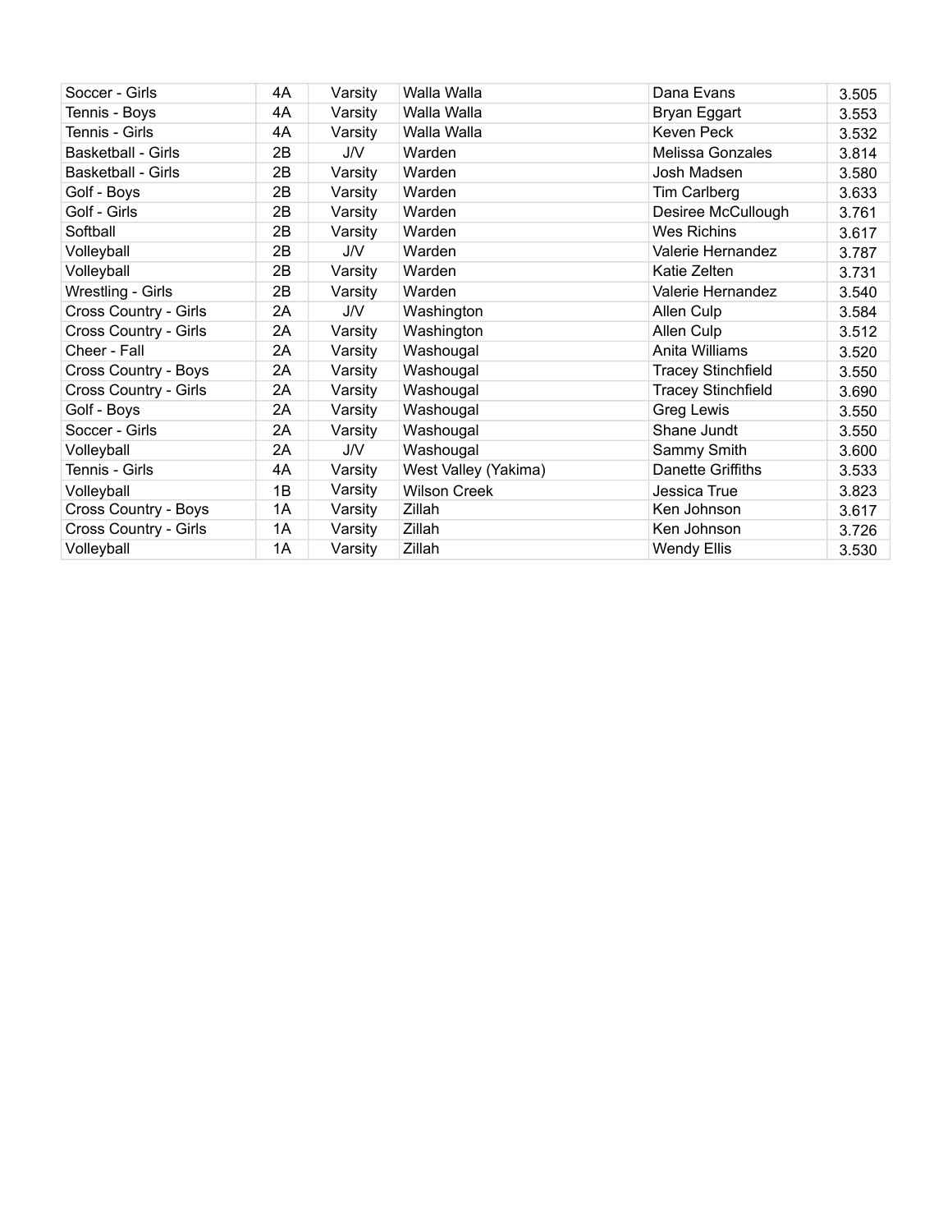| Soccer - Girls | 4A | Varsity | Walla Walla | Dana Evans | 3.505 |
|---|---|---|---|---|---|
| Tennis - Boys | 4A | Varsity | Walla Walla | Bryan Eggart | 3.553 |
| Tennis - Girls | 4A | Varsity | Walla Walla | Keven Peck | 3.532 |
| Basketball - Girls | 2B | J/V | Warden | Melissa Gonzales | 3.814 |
| Basketball - Girls | 2B | Varsity | Warden | Josh Madsen | 3.580 |
| Golf - Boys | 2B | Varsity | Warden | Tim Carlberg | 3.633 |
| Golf - Girls | 2B | Varsity | Warden | Desiree McCullough | 3.761 |
| Softball | 2B | Varsity | Warden | Wes Richins | 3.617 |
| Volleyball | 2B | J/V | Warden | Valerie Hernandez | 3.787 |
| Volleyball | 2B | Varsity | Warden | Katie Zelten | 3.731 |
| Wrestling - Girls | 2B | Varsity | Warden | Valerie Hernandez | 3.540 |
| Cross Country - Girls | 2A | J/V | Washington | Allen Culp | 3.584 |
| Cross Country - Girls | 2A | Varsity | Washington | Allen Culp | 3.512 |
| Cheer - Fall | 2A | Varsity | Washougal | Anita Williams | 3.520 |
| Cross Country - Boys | 2A | Varsity | Washougal | Tracey Stinchfield | 3.550 |
| Cross Country - Girls | 2A | Varsity | Washougal | Tracey Stinchfield | 3.690 |
| Golf - Boys | 2A | Varsity | Washougal | Greg Lewis | 3.550 |
| Soccer - Girls | 2A | Varsity | Washougal | Shane Jundt | 3.550 |
| Volleyball | 2A | J/V | Washougal | Sammy Smith | 3.600 |
| Tennis - Girls | 4A | Varsity | West Valley (Yakima) | Danette Griffiths | 3.533 |
| Volleyball | 1B | Varsity | Wilson Creek | Jessica True | 3.823 |
| Cross Country - Boys | 1A | Varsity | Zillah | Ken Johnson | 3.617 |
| Cross Country - Girls | 1A | Varsity | Zillah | Ken Johnson | 3.726 |
| Volleyball | 1A | Varsity | Zillah | Wendy Ellis | 3.530 |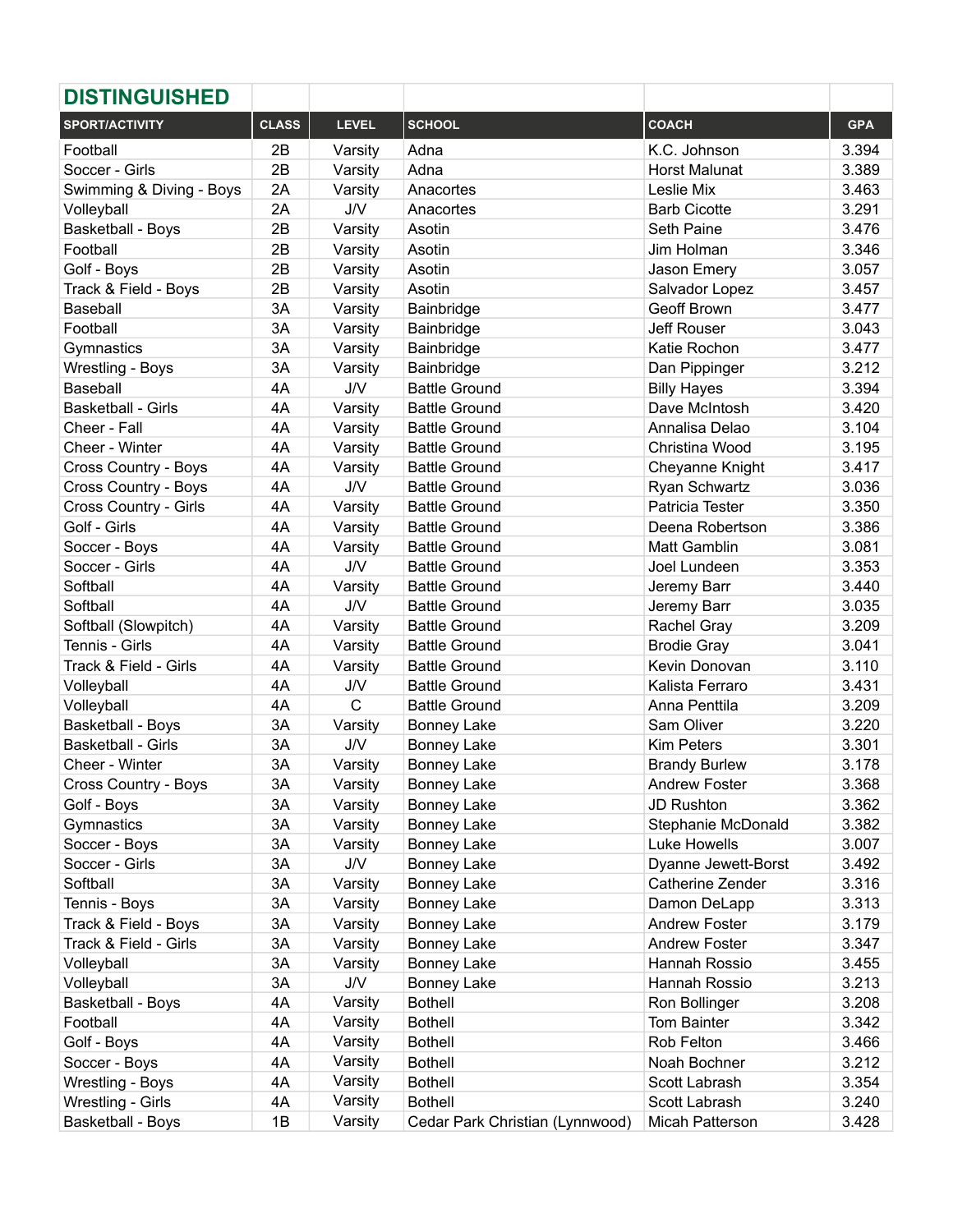## DISTINGUISHED

| SPORT/ACTIVITY | CLASS | LEVEL | SCHOOL | COACH | GPA |
|---|---|---|---|---|---|
| Football | 2B | Varsity | Adna | K.C. Johnson | 3.394 |
| Soccer - Girls | 2B | Varsity | Adna | Horst Malunat | 3.389 |
| Swimming & Diving - Boys | 2A | Varsity | Anacortes | Leslie Mix | 3.463 |
| Volleyball | 2A | J/V | Anacortes | Barb Cicotte | 3.291 |
| Basketball - Boys | 2B | Varsity | Asotin | Seth Paine | 3.476 |
| Football | 2B | Varsity | Asotin | Jim Holman | 3.346 |
| Golf - Boys | 2B | Varsity | Asotin | Jason Emery | 3.057 |
| Track & Field - Boys | 2B | Varsity | Asotin | Salvador Lopez | 3.457 |
| Baseball | 3A | Varsity | Bainbridge | Geoff Brown | 3.477 |
| Football | 3A | Varsity | Bainbridge | Jeff Rouser | 3.043 |
| Gymnastics | 3A | Varsity | Bainbridge | Katie Rochon | 3.477 |
| Wrestling - Boys | 3A | Varsity | Bainbridge | Dan Pippinger | 3.212 |
| Baseball | 4A | J/V | Battle Ground | Billy Hayes | 3.394 |
| Basketball - Girls | 4A | Varsity | Battle Ground | Dave McIntosh | 3.420 |
| Cheer - Fall | 4A | Varsity | Battle Ground | Annalisa Delao | 3.104 |
| Cheer - Winter | 4A | Varsity | Battle Ground | Christina Wood | 3.195 |
| Cross Country - Boys | 4A | Varsity | Battle Ground | Cheyanne Knight | 3.417 |
| Cross Country - Boys | 4A | J/V | Battle Ground | Ryan Schwartz | 3.036 |
| Cross Country - Girls | 4A | Varsity | Battle Ground | Patricia Tester | 3.350 |
| Golf - Girls | 4A | Varsity | Battle Ground | Deena Robertson | 3.386 |
| Soccer - Boys | 4A | Varsity | Battle Ground | Matt Gamblin | 3.081 |
| Soccer - Girls | 4A | J/V | Battle Ground | Joel Lundeen | 3.353 |
| Softball | 4A | Varsity | Battle Ground | Jeremy Barr | 3.440 |
| Softball | 4A | J/V | Battle Ground | Jeremy Barr | 3.035 |
| Softball (Slowpitch) | 4A | Varsity | Battle Ground | Rachel Gray | 3.209 |
| Tennis - Girls | 4A | Varsity | Battle Ground | Brodie Gray | 3.041 |
| Track & Field - Girls | 4A | Varsity | Battle Ground | Kevin Donovan | 3.110 |
| Volleyball | 4A | J/V | Battle Ground | Kalista Ferraro | 3.431 |
| Volleyball | 4A | C | Battle Ground | Anna Penttila | 3.209 |
| Basketball - Boys | 3A | Varsity | Bonney Lake | Sam Oliver | 3.220 |
| Basketball - Girls | 3A | J/V | Bonney Lake | Kim Peters | 3.301 |
| Cheer - Winter | 3A | Varsity | Bonney Lake | Brandy Burlew | 3.178 |
| Cross Country - Boys | 3A | Varsity | Bonney Lake | Andrew Foster | 3.368 |
| Golf - Boys | 3A | Varsity | Bonney Lake | JD Rushton | 3.362 |
| Gymnastics | 3A | Varsity | Bonney Lake | Stephanie McDonald | 3.382 |
| Soccer - Boys | 3A | Varsity | Bonney Lake | Luke Howells | 3.007 |
| Soccer - Girls | 3A | J/V | Bonney Lake | Dyanne Jewett-Borst | 3.492 |
| Softball | 3A | Varsity | Bonney Lake | Catherine Zender | 3.316 |
| Tennis - Boys | 3A | Varsity | Bonney Lake | Damon DeLapp | 3.313 |
| Track & Field - Boys | 3A | Varsity | Bonney Lake | Andrew Foster | 3.179 |
| Track & Field - Girls | 3A | Varsity | Bonney Lake | Andrew Foster | 3.347 |
| Volleyball | 3A | Varsity | Bonney Lake | Hannah Rossio | 3.455 |
| Volleyball | 3A | J/V | Bonney Lake | Hannah Rossio | 3.213 |
| Basketball - Boys | 4A | Varsity | Bothell | Ron Bollinger | 3.208 |
| Football | 4A | Varsity | Bothell | Tom Bainter | 3.342 |
| Golf - Boys | 4A | Varsity | Bothell | Rob Felton | 3.466 |
| Soccer - Boys | 4A | Varsity | Bothell | Noah Bochner | 3.212 |
| Wrestling - Boys | 4A | Varsity | Bothell | Scott Labrash | 3.354 |
| Wrestling - Girls | 4A | Varsity | Bothell | Scott Labrash | 3.240 |
| Basketball - Boys | 1B | Varsity | Cedar Park Christian (Lynnwood) | Micah Patterson | 3.428 |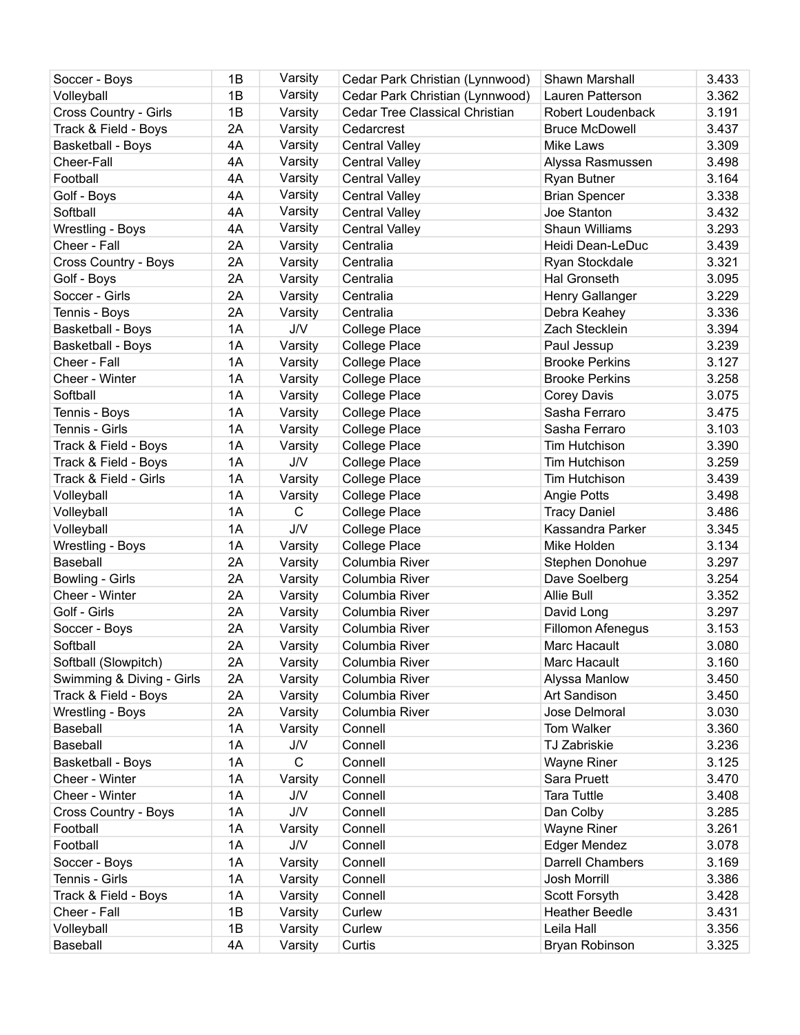| Soccer - Boys | 1B | Varsity | Cedar Park Christian (Lynnwood) | Shawn Marshall | 3.433 |
|---|---|---|---|---|---|
| Volleyball | 1B | Varsity | Cedar Park Christian (Lynnwood) | Lauren Patterson | 3.362 |
| Cross Country - Girls | 1B | Varsity | Cedar Tree Classical Christian | Robert Loudenback | 3.191 |
| Track & Field - Boys | 2A | Varsity | Cedarcrest | Bruce McDowell | 3.437 |
| Basketball - Boys | 4A | Varsity | Central Valley | Mike Laws | 3.309 |
| Cheer-Fall | 4A | Varsity | Central Valley | Alyssa Rasmussen | 3.498 |
| Football | 4A | Varsity | Central Valley | Ryan Butner | 3.164 |
| Golf - Boys | 4A | Varsity | Central Valley | Brian Spencer | 3.338 |
| Softball | 4A | Varsity | Central Valley | Joe Stanton | 3.432 |
| Wrestling - Boys | 4A | Varsity | Central Valley | Shaun Williams | 3.293 |
| Cheer - Fall | 2A | Varsity | Centralia | Heidi Dean-LeDuc | 3.439 |
| Cross Country - Boys | 2A | Varsity | Centralia | Ryan Stockdale | 3.321 |
| Golf - Boys | 2A | Varsity | Centralia | Hal Gronseth | 3.095 |
| Soccer - Girls | 2A | Varsity | Centralia | Henry Gallanger | 3.229 |
| Tennis - Boys | 2A | Varsity | Centralia | Debra Keahey | 3.336 |
| Basketball - Boys | 1A | J/V | College Place | Zach Stecklein | 3.394 |
| Basketball - Boys | 1A | Varsity | College Place | Paul Jessup | 3.239 |
| Cheer - Fall | 1A | Varsity | College Place | Brooke Perkins | 3.127 |
| Cheer - Winter | 1A | Varsity | College Place | Brooke Perkins | 3.258 |
| Softball | 1A | Varsity | College Place | Corey Davis | 3.075 |
| Tennis - Boys | 1A | Varsity | College Place | Sasha Ferraro | 3.475 |
| Tennis - Girls | 1A | Varsity | College Place | Sasha Ferraro | 3.103 |
| Track & Field - Boys | 1A | Varsity | College Place | Tim Hutchison | 3.390 |
| Track & Field - Boys | 1A | J/V | College Place | Tim Hutchison | 3.259 |
| Track & Field - Girls | 1A | Varsity | College Place | Tim Hutchison | 3.439 |
| Volleyball | 1A | Varsity | College Place | Angie Potts | 3.498 |
| Volleyball | 1A | C | College Place | Tracy Daniel | 3.486 |
| Volleyball | 1A | J/V | College Place | Kassandra Parker | 3.345 |
| Wrestling - Boys | 1A | Varsity | College Place | Mike Holden | 3.134 |
| Baseball | 2A | Varsity | Columbia River | Stephen Donohue | 3.297 |
| Bowling - Girls | 2A | Varsity | Columbia River | Dave Soelberg | 3.254 |
| Cheer - Winter | 2A | Varsity | Columbia River | Allie Bull | 3.352 |
| Golf - Girls | 2A | Varsity | Columbia River | David Long | 3.297 |
| Soccer - Boys | 2A | Varsity | Columbia River | Fillomon Afenegus | 3.153 |
| Softball | 2A | Varsity | Columbia River | Marc Hacault | 3.080 |
| Softball (Slowpitch) | 2A | Varsity | Columbia River | Marc Hacault | 3.160 |
| Swimming & Diving - Girls | 2A | Varsity | Columbia River | Alyssa Manlow | 3.450 |
| Track & Field - Boys | 2A | Varsity | Columbia River | Art Sandison | 3.450 |
| Wrestling - Boys | 2A | Varsity | Columbia River | Jose Delmoral | 3.030 |
| Baseball | 1A | Varsity | Connell | Tom Walker | 3.360 |
| Baseball | 1A | J/V | Connell | TJ Zabriskie | 3.236 |
| Basketball - Boys | 1A | C | Connell | Wayne Riner | 3.125 |
| Cheer - Winter | 1A | Varsity | Connell | Sara Pruett | 3.470 |
| Cheer - Winter | 1A | J/V | Connell | Tara Tuttle | 3.408 |
| Cross Country - Boys | 1A | J/V | Connell | Dan Colby | 3.285 |
| Football | 1A | Varsity | Connell | Wayne Riner | 3.261 |
| Football | 1A | J/V | Connell | Edger Mendez | 3.078 |
| Soccer - Boys | 1A | Varsity | Connell | Darrell Chambers | 3.169 |
| Tennis - Girls | 1A | Varsity | Connell | Josh Morrill | 3.386 |
| Track & Field - Boys | 1A | Varsity | Connell | Scott Forsyth | 3.428 |
| Cheer - Fall | 1B | Varsity | Curlew | Heather Beedle | 3.431 |
| Volleyball | 1B | Varsity | Curlew | Leila Hall | 3.356 |
| Baseball | 4A | Varsity | Curtis | Bryan Robinson | 3.325 |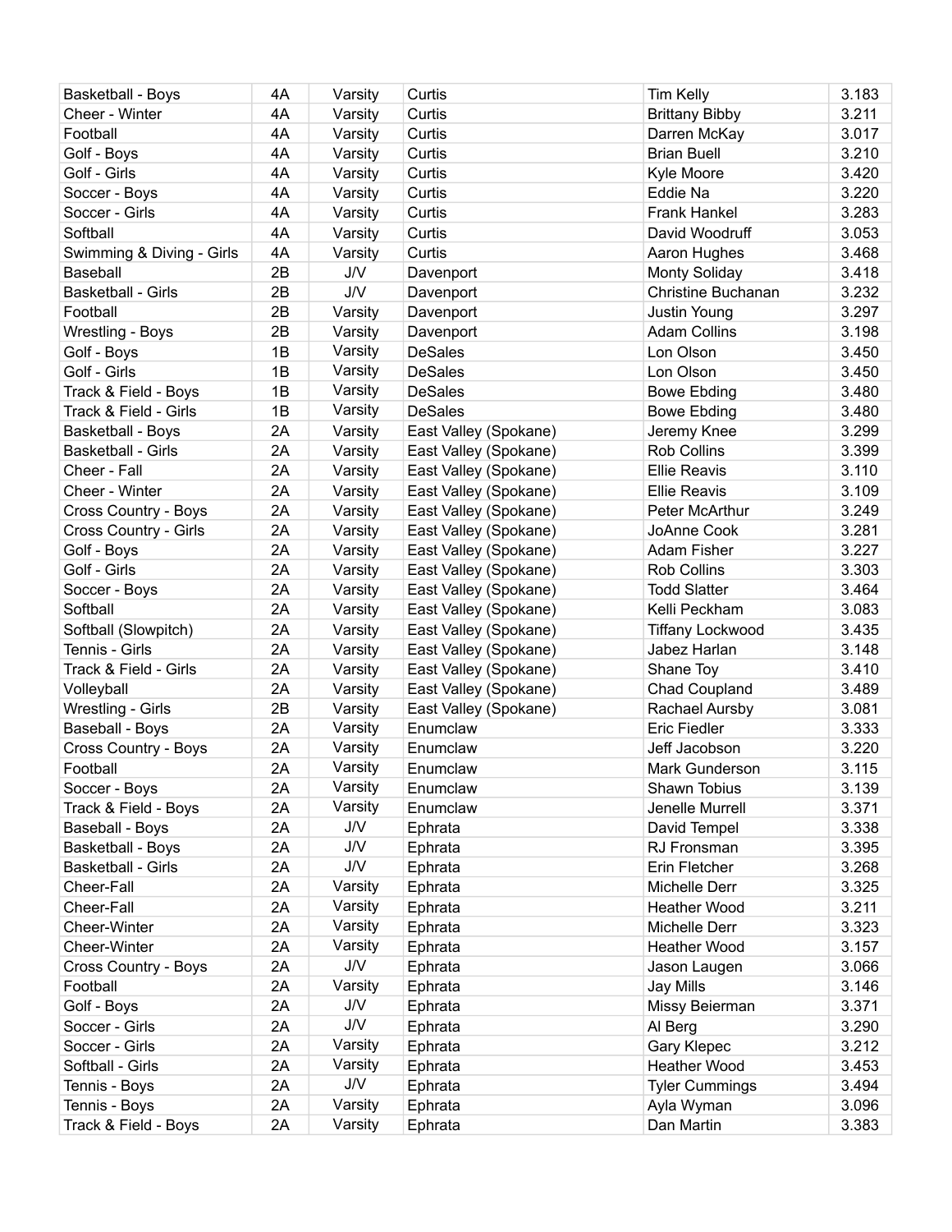| Basketball - Boys | 4A | Varsity | Curtis | Tim Kelly | 3.183 |
|---|---|---|---|---|---|
| Cheer - Winter | 4A | Varsity | Curtis | Brittany Bibby | 3.211 |
| Football | 4A | Varsity | Curtis | Darren McKay | 3.017 |
| Golf - Boys | 4A | Varsity | Curtis | Brian Buell | 3.210 |
| Golf - Girls | 4A | Varsity | Curtis | Kyle Moore | 3.420 |
| Soccer - Boys | 4A | Varsity | Curtis | Eddie Na | 3.220 |
| Soccer - Girls | 4A | Varsity | Curtis | Frank Hankel | 3.283 |
| Softball | 4A | Varsity | Curtis | David Woodruff | 3.053 |
| Swimming & Diving - Girls | 4A | Varsity | Curtis | Aaron Hughes | 3.468 |
| Baseball | 2B | J/V | Davenport | Monty Soliday | 3.418 |
| Basketball - Girls | 2B | J/V | Davenport | Christine Buchanan | 3.232 |
| Football | 2B | Varsity | Davenport | Justin Young | 3.297 |
| Wrestling - Boys | 2B | Varsity | Davenport | Adam Collins | 3.198 |
| Golf - Boys | 1B | Varsity | DeSales | Lon Olson | 3.450 |
| Golf - Girls | 1B | Varsity | DeSales | Lon Olson | 3.450 |
| Track & Field - Boys | 1B | Varsity | DeSales | Bowe Ebding | 3.480 |
| Track & Field - Girls | 1B | Varsity | DeSales | Bowe Ebding | 3.480 |
| Basketball - Boys | 2A | Varsity | East Valley (Spokane) | Jeremy Knee | 3.299 |
| Basketball - Girls | 2A | Varsity | East Valley (Spokane) | Rob Collins | 3.399 |
| Cheer - Fall | 2A | Varsity | East Valley (Spokane) | Ellie Reavis | 3.110 |
| Cheer - Winter | 2A | Varsity | East Valley (Spokane) | Ellie Reavis | 3.109 |
| Cross Country - Boys | 2A | Varsity | East Valley (Spokane) | Peter McArthur | 3.249 |
| Cross Country - Girls | 2A | Varsity | East Valley (Spokane) | JoAnne Cook | 3.281 |
| Golf - Boys | 2A | Varsity | East Valley (Spokane) | Adam Fisher | 3.227 |
| Golf - Girls | 2A | Varsity | East Valley (Spokane) | Rob Collins | 3.303 |
| Soccer - Boys | 2A | Varsity | East Valley (Spokane) | Todd Slatter | 3.464 |
| Softball | 2A | Varsity | East Valley (Spokane) | Kelli Peckham | 3.083 |
| Softball (Slowpitch) | 2A | Varsity | East Valley (Spokane) | Tiffany Lockwood | 3.435 |
| Tennis - Girls | 2A | Varsity | East Valley (Spokane) | Jabez Harlan | 3.148 |
| Track & Field - Girls | 2A | Varsity | East Valley (Spokane) | Shane Toy | 3.410 |
| Volleyball | 2A | Varsity | East Valley (Spokane) | Chad Coupland | 3.489 |
| Wrestling - Girls | 2B | Varsity | East Valley (Spokane) | Rachael Aursby | 3.081 |
| Baseball - Boys | 2A | Varsity | Enumclaw | Eric Fiedler | 3.333 |
| Cross Country - Boys | 2A | Varsity | Enumclaw | Jeff Jacobson | 3.220 |
| Football | 2A | Varsity | Enumclaw | Mark Gunderson | 3.115 |
| Soccer - Boys | 2A | Varsity | Enumclaw | Shawn Tobius | 3.139 |
| Track & Field - Boys | 2A | Varsity | Enumclaw | Jenelle Murrell | 3.371 |
| Baseball - Boys | 2A | J/V | Ephrata | David Tempel | 3.338 |
| Basketball - Boys | 2A | J/V | Ephrata | RJ Fronsman | 3.395 |
| Basketball - Girls | 2A | J/V | Ephrata | Erin Fletcher | 3.268 |
| Cheer-Fall | 2A | Varsity | Ephrata | Michelle Derr | 3.325 |
| Cheer-Fall | 2A | Varsity | Ephrata | Heather Wood | 3.211 |
| Cheer-Winter | 2A | Varsity | Ephrata | Michelle Derr | 3.323 |
| Cheer-Winter | 2A | Varsity | Ephrata | Heather Wood | 3.157 |
| Cross Country - Boys | 2A | J/V | Ephrata | Jason Laugen | 3.066 |
| Football | 2A | Varsity | Ephrata | Jay Mills | 3.146 |
| Golf - Boys | 2A | J/V | Ephrata | Missy Beierman | 3.371 |
| Soccer - Girls | 2A | J/V | Ephrata | Al Berg | 3.290 |
| Soccer - Girls | 2A | Varsity | Ephrata | Gary Klepec | 3.212 |
| Softball - Girls | 2A | Varsity | Ephrata | Heather Wood | 3.453 |
| Tennis - Boys | 2A | J/V | Ephrata | Tyler Cummings | 3.494 |
| Tennis - Boys | 2A | Varsity | Ephrata | Ayla Wyman | 3.096 |
| Track & Field - Boys | 2A | Varsity | Ephrata | Dan Martin | 3.383 |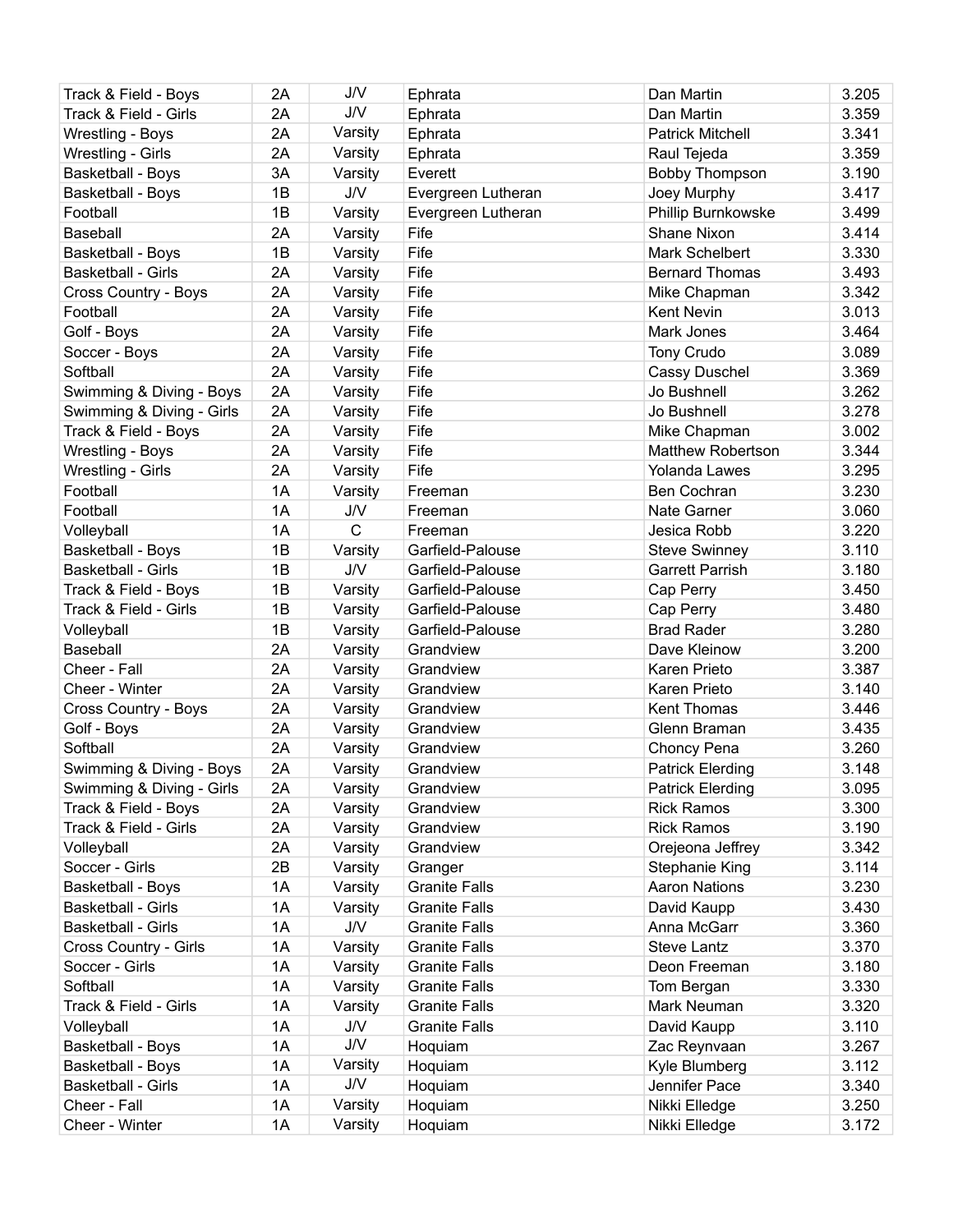| Track & Field - Boys | 2A | J/V | Ephrata | Dan Martin | 3.205 |
|---|---|---|---|---|---|
| Track & Field - Girls | 2A | J/V | Ephrata | Dan Martin | 3.359 |
| Wrestling - Boys | 2A | Varsity | Ephrata | Patrick Mitchell | 3.341 |
| Wrestling - Girls | 2A | Varsity | Ephrata | Raul Tejeda | 3.359 |
| Basketball - Boys | 3A | Varsity | Everett | Bobby Thompson | 3.190 |
| Basketball - Boys | 1B | J/V | Evergreen Lutheran | Joey Murphy | 3.417 |
| Football | 1B | Varsity | Evergreen Lutheran | Phillip Burnkowske | 3.499 |
| Baseball | 2A | Varsity | Fife | Shane Nixon | 3.414 |
| Basketball - Boys | 1B | Varsity | Fife | Mark Schelbert | 3.330 |
| Basketball - Girls | 2A | Varsity | Fife | Bernard Thomas | 3.493 |
| Cross Country - Boys | 2A | Varsity | Fife | Mike Chapman | 3.342 |
| Football | 2A | Varsity | Fife | Kent Nevin | 3.013 |
| Golf - Boys | 2A | Varsity | Fife | Mark Jones | 3.464 |
| Soccer - Boys | 2A | Varsity | Fife | Tony Crudo | 3.089 |
| Softball | 2A | Varsity | Fife | Cassy Duschel | 3.369 |
| Swimming & Diving - Boys | 2A | Varsity | Fife | Jo Bushnell | 3.262 |
| Swimming & Diving - Girls | 2A | Varsity | Fife | Jo Bushnell | 3.278 |
| Track & Field - Boys | 2A | Varsity | Fife | Mike Chapman | 3.002 |
| Wrestling - Boys | 2A | Varsity | Fife | Matthew Robertson | 3.344 |
| Wrestling - Girls | 2A | Varsity | Fife | Yolanda Lawes | 3.295 |
| Football | 1A | Varsity | Freeman | Ben Cochran | 3.230 |
| Football | 1A | J/V | Freeman | Nate Garner | 3.060 |
| Volleyball | 1A | C | Freeman | Jesica Robb | 3.220 |
| Basketball - Boys | 1B | Varsity | Garfield-Palouse | Steve Swinney | 3.110 |
| Basketball - Girls | 1B | J/V | Garfield-Palouse | Garrett Parrish | 3.180 |
| Track & Field - Boys | 1B | Varsity | Garfield-Palouse | Cap Perry | 3.450 |
| Track & Field - Girls | 1B | Varsity | Garfield-Palouse | Cap Perry | 3.480 |
| Volleyball | 1B | Varsity | Garfield-Palouse | Brad Rader | 3.280 |
| Baseball | 2A | Varsity | Grandview | Dave Kleinow | 3.200 |
| Cheer - Fall | 2A | Varsity | Grandview | Karen Prieto | 3.387 |
| Cheer - Winter | 2A | Varsity | Grandview | Karen Prieto | 3.140 |
| Cross Country - Boys | 2A | Varsity | Grandview | Kent Thomas | 3.446 |
| Golf - Boys | 2A | Varsity | Grandview | Glenn Braman | 3.435 |
| Softball | 2A | Varsity | Grandview | Choncy Pena | 3.260 |
| Swimming & Diving - Boys | 2A | Varsity | Grandview | Patrick Elerding | 3.148 |
| Swimming & Diving - Girls | 2A | Varsity | Grandview | Patrick Elerding | 3.095 |
| Track & Field - Boys | 2A | Varsity | Grandview | Rick Ramos | 3.300 |
| Track & Field - Girls | 2A | Varsity | Grandview | Rick Ramos | 3.190 |
| Volleyball | 2A | Varsity | Grandview | Orejeona Jeffrey | 3.342 |
| Soccer - Girls | 2B | Varsity | Granger | Stephanie King | 3.114 |
| Basketball - Boys | 1A | Varsity | Granite Falls | Aaron Nations | 3.230 |
| Basketball - Girls | 1A | Varsity | Granite Falls | David Kaupp | 3.430 |
| Basketball - Girls | 1A | J/V | Granite Falls | Anna McGarr | 3.360 |
| Cross Country - Girls | 1A | Varsity | Granite Falls | Steve Lantz | 3.370 |
| Soccer - Girls | 1A | Varsity | Granite Falls | Deon Freeman | 3.180 |
| Softball | 1A | Varsity | Granite Falls | Tom Bergan | 3.330 |
| Track & Field - Girls | 1A | Varsity | Granite Falls | Mark Neuman | 3.320 |
| Volleyball | 1A | J/V | Granite Falls | David Kaupp | 3.110 |
| Basketball - Boys | 1A | J/V | Hoquiam | Zac Reynvaan | 3.267 |
| Basketball - Boys | 1A | Varsity | Hoquiam | Kyle Blumberg | 3.112 |
| Basketball - Girls | 1A | J/V | Hoquiam | Jennifer Pace | 3.340 |
| Cheer - Fall | 1A | Varsity | Hoquiam | Nikki Elledge | 3.250 |
| Cheer - Winter | 1A | Varsity | Hoquiam | Nikki Elledge | 3.172 |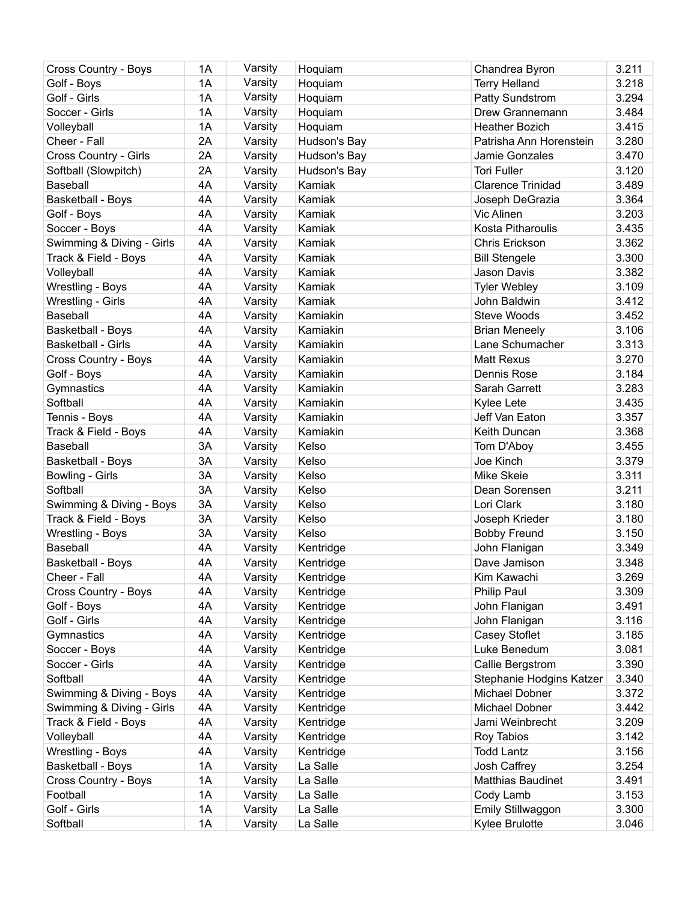| Cross Country - Boys | 1A | Varsity | Hoquiam | Chandrea Byron | 3.211 |
|---|---|---|---|---|---|
| Golf - Boys | 1A | Varsity | Hoquiam | Terry Helland | 3.218 |
| Golf - Girls | 1A | Varsity | Hoquiam | Patty Sundstrom | 3.294 |
| Soccer - Girls | 1A | Varsity | Hoquiam | Drew Grannemann | 3.484 |
| Volleyball | 1A | Varsity | Hoquiam | Heather Bozich | 3.415 |
| Cheer - Fall | 2A | Varsity | Hudson's Bay | Patrisha Ann Horenstein | 3.280 |
| Cross Country - Girls | 2A | Varsity | Hudson's Bay | Jamie Gonzales | 3.470 |
| Softball (Slowpitch) | 2A | Varsity | Hudson's Bay | Tori Fuller | 3.120 |
| Baseball | 4A | Varsity | Kamiak | Clarence Trinidad | 3.489 |
| Basketball - Boys | 4A | Varsity | Kamiak | Joseph DeGrazia | 3.364 |
| Golf - Boys | 4A | Varsity | Kamiak | Vic Alinen | 3.203 |
| Soccer - Boys | 4A | Varsity | Kamiak | Kosta Pitharoulis | 3.435 |
| Swimming & Diving - Girls | 4A | Varsity | Kamiak | Chris Erickson | 3.362 |
| Track & Field - Boys | 4A | Varsity | Kamiak | Bill Stengele | 3.300 |
| Volleyball | 4A | Varsity | Kamiak | Jason Davis | 3.382 |
| Wrestling - Boys | 4A | Varsity | Kamiak | Tyler Webley | 3.109 |
| Wrestling - Girls | 4A | Varsity | Kamiak | John Baldwin | 3.412 |
| Baseball | 4A | Varsity | Kamiakin | Steve Woods | 3.452 |
| Basketball - Boys | 4A | Varsity | Kamiakin | Brian Meneely | 3.106 |
| Basketball - Girls | 4A | Varsity | Kamiakin | Lane Schumacher | 3.313 |
| Cross Country - Boys | 4A | Varsity | Kamiakin | Matt Rexus | 3.270 |
| Golf - Boys | 4A | Varsity | Kamiakin | Dennis Rose | 3.184 |
| Gymnastics | 4A | Varsity | Kamiakin | Sarah Garrett | 3.283 |
| Softball | 4A | Varsity | Kamiakin | Kylee Lete | 3.435 |
| Tennis - Boys | 4A | Varsity | Kamiakin | Jeff Van Eaton | 3.357 |
| Track & Field - Boys | 4A | Varsity | Kamiakin | Keith Duncan | 3.368 |
| Baseball | 3A | Varsity | Kelso | Tom D'Aboy | 3.455 |
| Basketball - Boys | 3A | Varsity | Kelso | Joe Kinch | 3.379 |
| Bowling - Girls | 3A | Varsity | Kelso | Mike Skeie | 3.311 |
| Softball | 3A | Varsity | Kelso | Dean Sorensen | 3.211 |
| Swimming & Diving - Boys | 3A | Varsity | Kelso | Lori Clark | 3.180 |
| Track & Field - Boys | 3A | Varsity | Kelso | Joseph Krieder | 3.180 |
| Wrestling - Boys | 3A | Varsity | Kelso | Bobby Freund | 3.150 |
| Baseball | 4A | Varsity | Kentridge | John Flanigan | 3.349 |
| Basketball - Boys | 4A | Varsity | Kentridge | Dave Jamison | 3.348 |
| Cheer - Fall | 4A | Varsity | Kentridge | Kim Kawachi | 3.269 |
| Cross Country - Boys | 4A | Varsity | Kentridge | Philip Paul | 3.309 |
| Golf - Boys | 4A | Varsity | Kentridge | John Flanigan | 3.491 |
| Golf - Girls | 4A | Varsity | Kentridge | John Flanigan | 3.116 |
| Gymnastics | 4A | Varsity | Kentridge | Casey Stoflet | 3.185 |
| Soccer - Boys | 4A | Varsity | Kentridge | Luke Benedum | 3.081 |
| Soccer - Girls | 4A | Varsity | Kentridge | Callie Bergstrom | 3.390 |
| Softball | 4A | Varsity | Kentridge | Stephanie Hodgins Katzer | 3.340 |
| Swimming & Diving - Boys | 4A | Varsity | Kentridge | Michael Dobner | 3.372 |
| Swimming & Diving - Girls | 4A | Varsity | Kentridge | Michael Dobner | 3.442 |
| Track & Field - Boys | 4A | Varsity | Kentridge | Jami Weinbrecht | 3.209 |
| Volleyball | 4A | Varsity | Kentridge | Roy Tabios | 3.142 |
| Wrestling - Boys | 4A | Varsity | Kentridge | Todd Lantz | 3.156 |
| Basketball - Boys | 1A | Varsity | La Salle | Josh Caffrey | 3.254 |
| Cross Country - Boys | 1A | Varsity | La Salle | Matthias Baudinet | 3.491 |
| Football | 1A | Varsity | La Salle | Cody Lamb | 3.153 |
| Golf - Girls | 1A | Varsity | La Salle | Emily Stillwaggon | 3.300 |
| Softball | 1A | Varsity | La Salle | Kylee Brulotte | 3.046 |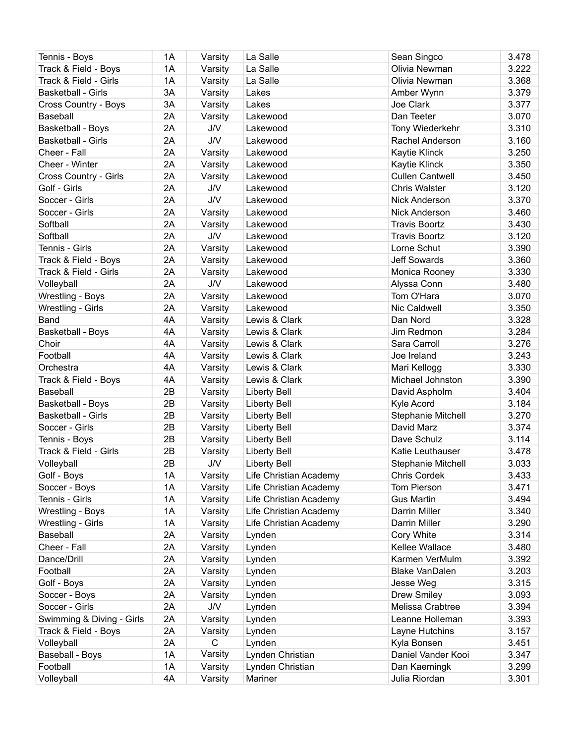| Tennis - Boys | 1A | Varsity | La Salle | Sean Singco | 3.478 |
|---|---|---|---|---|---|
| Track & Field - Boys | 1A | Varsity | La Salle | Olivia Newman | 3.222 |
| Track & Field - Girls | 1A | Varsity | La Salle | Olivia Newman | 3.368 |
| Basketball - Girls | 3A | Varsity | Lakes | Amber Wynn | 3.379 |
| Cross Country - Boys | 3A | Varsity | Lakes | Joe Clark | 3.377 |
| Baseball | 2A | Varsity | Lakewood | Dan Teeter | 3.070 |
| Basketball - Boys | 2A | J/V | Lakewood | Tony Wiederkehr | 3.310 |
| Basketball - Girls | 2A | J/V | Lakewood | Rachel Anderson | 3.160 |
| Cheer - Fall | 2A | Varsity | Lakewood | Kaytie Klinck | 3.250 |
| Cheer - Winter | 2A | Varsity | Lakewood | Kaytie Klinck | 3.350 |
| Cross Country - Girls | 2A | Varsity | Lakewood | Cullen Cantwell | 3.450 |
| Golf - Girls | 2A | J/V | Lakewood | Chris Walster | 3.120 |
| Soccer - Girls | 2A | J/V | Lakewood | Nick Anderson | 3.370 |
| Soccer - Girls | 2A | Varsity | Lakewood | Nick Anderson | 3.460 |
| Softball | 2A | Varsity | Lakewood | Travis Boortz | 3.430 |
| Softball | 2A | J/V | Lakewood | Travis Boortz | 3.120 |
| Tennis - Girls | 2A | Varsity | Lakewood | Lorne Schut | 3.390 |
| Track & Field - Boys | 2A | Varsity | Lakewood | Jeff Sowards | 3.360 |
| Track & Field - Girls | 2A | Varsity | Lakewood | Monica Rooney | 3.330 |
| Volleyball | 2A | J/V | Lakewood | Alyssa Conn | 3.480 |
| Wrestling - Boys | 2A | Varsity | Lakewood | Tom O'Hara | 3.070 |
| Wrestling - Girls | 2A | Varsity | Lakewood | Nic Caldwell | 3.350 |
| Band | 4A | Varsity | Lewis & Clark | Dan Nord | 3.328 |
| Basketball - Boys | 4A | Varsity | Lewis & Clark | Jim Redmon | 3.284 |
| Choir | 4A | Varsity | Lewis & Clark | Sara Carroll | 3.276 |
| Football | 4A | Varsity | Lewis & Clark | Joe Ireland | 3.243 |
| Orchestra | 4A | Varsity | Lewis & Clark | Mari Kellogg | 3.330 |
| Track & Field - Boys | 4A | Varsity | Lewis & Clark | Michael Johnston | 3.390 |
| Baseball | 2B | Varsity | Liberty Bell | David Aspholm | 3.404 |
| Basketball - Boys | 2B | Varsity | Liberty Bell | Kyle Acord | 3.184 |
| Basketball - Girls | 2B | Varsity | Liberty Bell | Stephanie Mitchell | 3.270 |
| Soccer - Girls | 2B | Varsity | Liberty Bell | David Marz | 3.374 |
| Tennis - Boys | 2B | Varsity | Liberty Bell | Dave Schulz | 3.114 |
| Track & Field - Girls | 2B | Varsity | Liberty Bell | Katie Leuthauser | 3.478 |
| Volleyball | 2B | J/V | Liberty Bell | Stephanie Mitchell | 3.033 |
| Golf - Boys | 1A | Varsity | Life Christian Academy | Chris Cordek | 3.433 |
| Soccer - Boys | 1A | Varsity | Life Christian Academy | Tom Pierson | 3.471 |
| Tennis - Girls | 1A | Varsity | Life Christian Academy | Gus Martin | 3.494 |
| Wrestling - Boys | 1A | Varsity | Life Christian Academy | Darrin Miller | 3.340 |
| Wrestling - Girls | 1A | Varsity | Life Christian Academy | Darrin Miller | 3.290 |
| Baseball | 2A | Varsity | Lynden | Cory White | 3.314 |
| Cheer - Fall | 2A | Varsity | Lynden | Kellee Wallace | 3.480 |
| Dance/Drill | 2A | Varsity | Lynden | Karmen VerMulm | 3.392 |
| Football | 2A | Varsity | Lynden | Blake VanDalen | 3.203 |
| Golf - Boys | 2A | Varsity | Lynden | Jesse Weg | 3.315 |
| Soccer - Boys | 2A | Varsity | Lynden | Drew Smiley | 3.093 |
| Soccer - Girls | 2A | J/V | Lynden | Melissa Crabtree | 3.394 |
| Swimming & Diving - Girls | 2A | Varsity | Lynden | Leanne Holleman | 3.393 |
| Track & Field - Boys | 2A | Varsity | Lynden | Layne Hutchins | 3.157 |
| Volleyball | 2A | C | Lynden | Kyla Bonsen | 3.451 |
| Baseball - Boys | 1A | Varsity | Lynden Christian | Daniel Vander Kooi | 3.347 |
| Football | 1A | Varsity | Lynden Christian | Dan Kaemingk | 3.299 |
| Volleyball | 4A | Varsity | Mariner | Julia Riordan | 3.301 |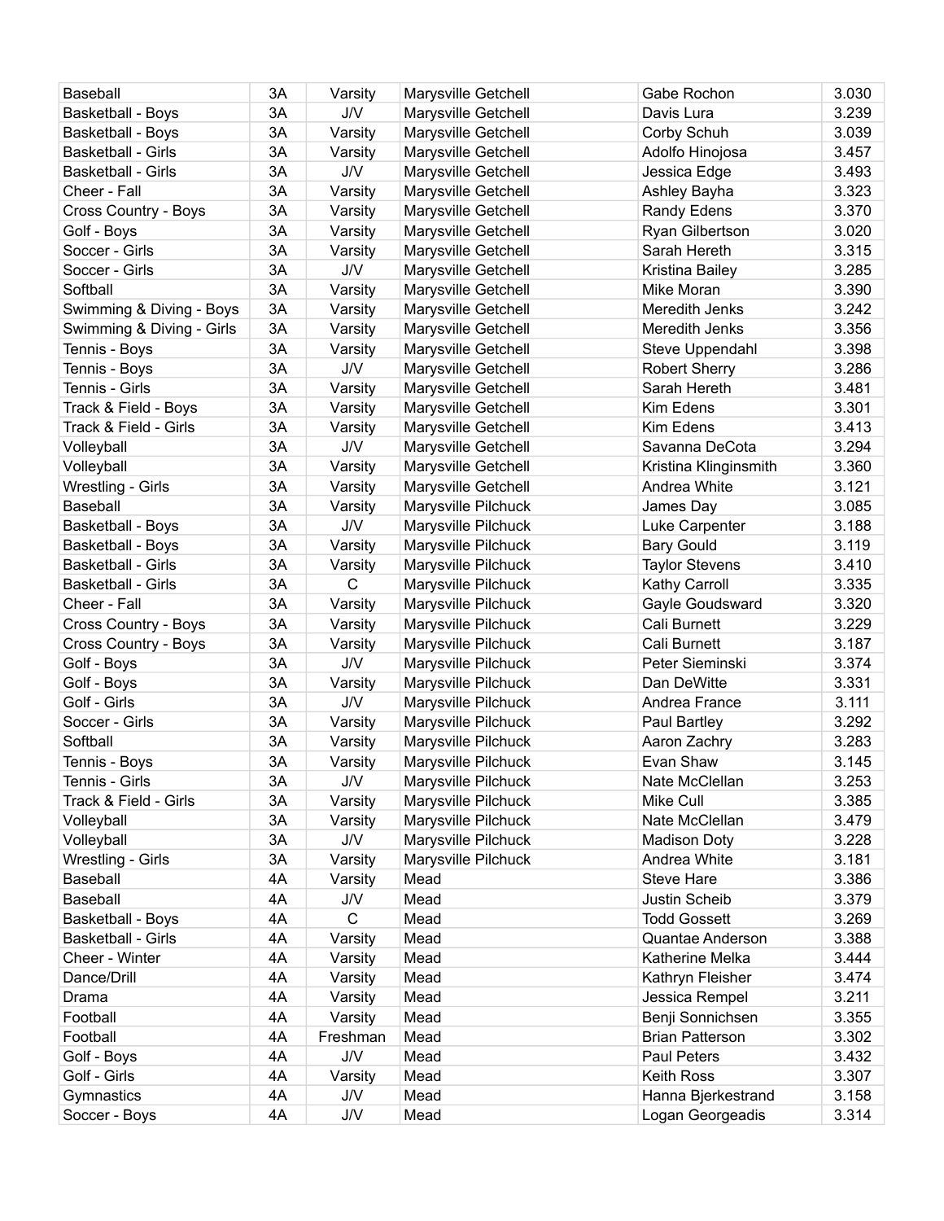| | | | | | |
|---|---|---|---|---|---|
| Baseball | 3A | Varsity | Marysville Getchell | Gabe Rochon | 3.030 |
| Basketball - Boys | 3A | J/V | Marysville Getchell | Davis Lura | 3.239 |
| Basketball - Boys | 3A | Varsity | Marysville Getchell | Corby Schuh | 3.039 |
| Basketball - Girls | 3A | Varsity | Marysville Getchell | Adolfo Hinojosa | 3.457 |
| Basketball - Girls | 3A | J/V | Marysville Getchell | Jessica Edge | 3.493 |
| Cheer - Fall | 3A | Varsity | Marysville Getchell | Ashley Bayha | 3.323 |
| Cross Country - Boys | 3A | Varsity | Marysville Getchell | Randy Edens | 3.370 |
| Golf - Boys | 3A | Varsity | Marysville Getchell | Ryan Gilbertson | 3.020 |
| Soccer - Girls | 3A | Varsity | Marysville Getchell | Sarah Hereth | 3.315 |
| Soccer - Girls | 3A | J/V | Marysville Getchell | Kristina Bailey | 3.285 |
| Softball | 3A | Varsity | Marysville Getchell | Mike Moran | 3.390 |
| Swimming & Diving - Boys | 3A | Varsity | Marysville Getchell | Meredith Jenks | 3.242 |
| Swimming & Diving - Girls | 3A | Varsity | Marysville Getchell | Meredith Jenks | 3.356 |
| Tennis - Boys | 3A | Varsity | Marysville Getchell | Steve Uppendahl | 3.398 |
| Tennis - Boys | 3A | J/V | Marysville Getchell | Robert Sherry | 3.286 |
| Tennis - Girls | 3A | Varsity | Marysville Getchell | Sarah Hereth | 3.481 |
| Track & Field - Boys | 3A | Varsity | Marysville Getchell | Kim Edens | 3.301 |
| Track & Field - Girls | 3A | Varsity | Marysville Getchell | Kim Edens | 3.413 |
| Volleyball | 3A | J/V | Marysville Getchell | Savanna DeCota | 3.294 |
| Volleyball | 3A | Varsity | Marysville Getchell | Kristina Klinginsmith | 3.360 |
| Wrestling - Girls | 3A | Varsity | Marysville Getchell | Andrea White | 3.121 |
| Baseball | 3A | Varsity | Marysville Pilchuck | James Day | 3.085 |
| Basketball - Boys | 3A | J/V | Marysville Pilchuck | Luke Carpenter | 3.188 |
| Basketball - Boys | 3A | Varsity | Marysville Pilchuck | Bary Gould | 3.119 |
| Basketball - Girls | 3A | Varsity | Marysville Pilchuck | Taylor Stevens | 3.410 |
| Basketball - Girls | 3A | C | Marysville Pilchuck | Kathy Carroll | 3.335 |
| Cheer - Fall | 3A | Varsity | Marysville Pilchuck | Gayle Goudsward | 3.320 |
| Cross Country - Boys | 3A | Varsity | Marysville Pilchuck | Cali Burnett | 3.229 |
| Cross Country - Boys | 3A | Varsity | Marysville Pilchuck | Cali Burnett | 3.187 |
| Golf - Boys | 3A | J/V | Marysville Pilchuck | Peter Sieminski | 3.374 |
| Golf - Boys | 3A | Varsity | Marysville Pilchuck | Dan DeWitte | 3.331 |
| Golf - Girls | 3A | J/V | Marysville Pilchuck | Andrea France | 3.111 |
| Soccer - Girls | 3A | Varsity | Marysville Pilchuck | Paul Bartley | 3.292 |
| Softball | 3A | Varsity | Marysville Pilchuck | Aaron Zachry | 3.283 |
| Tennis - Boys | 3A | Varsity | Marysville Pilchuck | Evan Shaw | 3.145 |
| Tennis - Girls | 3A | J/V | Marysville Pilchuck | Nate McClellan | 3.253 |
| Track & Field - Girls | 3A | Varsity | Marysville Pilchuck | Mike Cull | 3.385 |
| Volleyball | 3A | Varsity | Marysville Pilchuck | Nate McClellan | 3.479 |
| Volleyball | 3A | J/V | Marysville Pilchuck | Madison Doty | 3.228 |
| Wrestling - Girls | 3A | Varsity | Marysville Pilchuck | Andrea White | 3.181 |
| Baseball | 4A | Varsity | Mead | Steve Hare | 3.386 |
| Baseball | 4A | J/V | Mead | Justin Scheib | 3.379 |
| Basketball - Boys | 4A | C | Mead | Todd Gossett | 3.269 |
| Basketball - Girls | 4A | Varsity | Mead | Quantae Anderson | 3.388 |
| Cheer - Winter | 4A | Varsity | Mead | Katherine Melka | 3.444 |
| Dance/Drill | 4A | Varsity | Mead | Kathryn Fleisher | 3.474 |
| Drama | 4A | Varsity | Mead | Jessica Rempel | 3.211 |
| Football | 4A | Varsity | Mead | Benji Sonnichsen | 3.355 |
| Football | 4A | Freshman | Mead | Brian Patterson | 3.302 |
| Golf - Boys | 4A | J/V | Mead | Paul Peters | 3.432 |
| Golf - Girls | 4A | Varsity | Mead | Keith Ross | 3.307 |
| Gymnastics | 4A | J/V | Mead | Hanna Bjerkestrand | 3.158 |
| Soccer - Boys | 4A | J/V | Mead | Logan Georgeadis | 3.314 |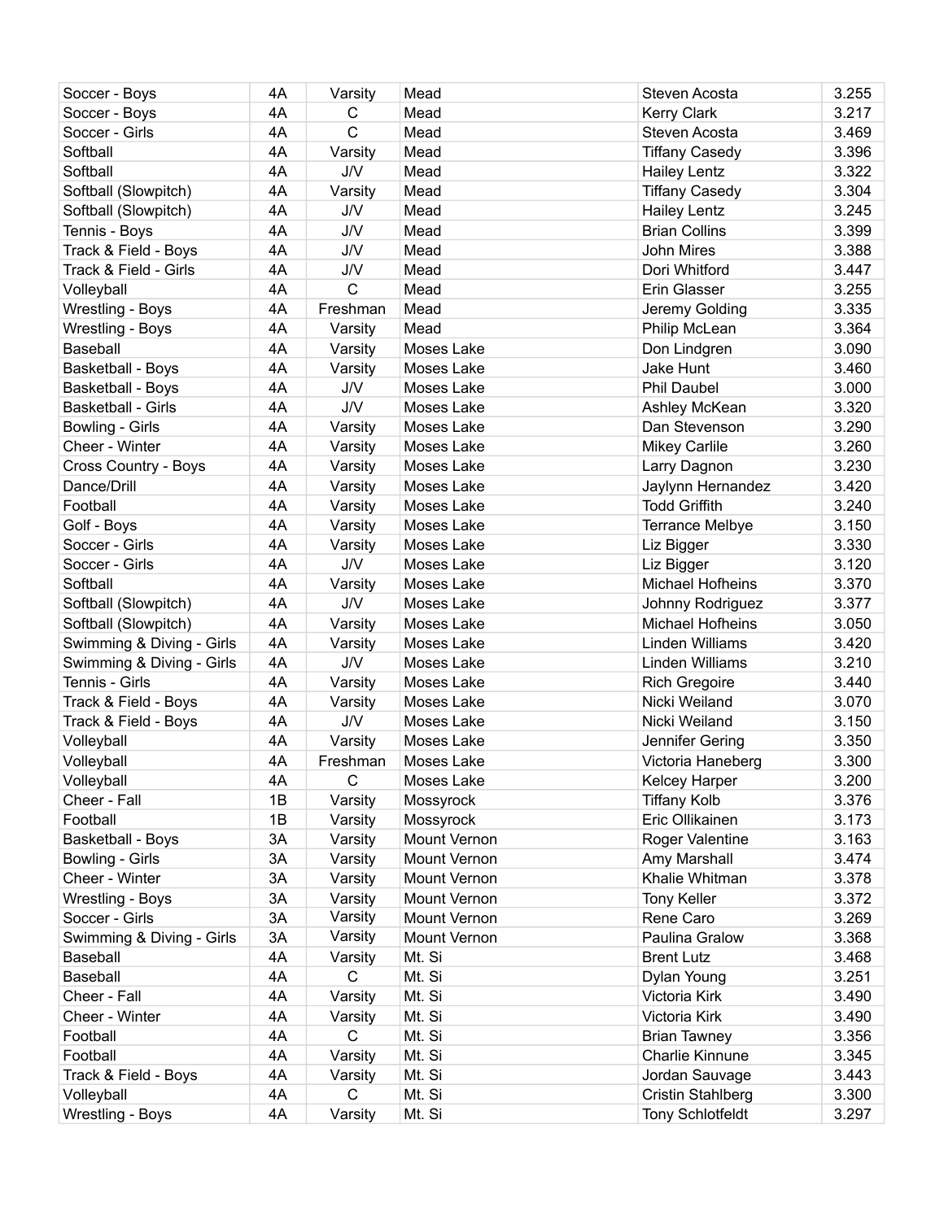| Soccer - Boys | 4A | Varsity | Mead | Steven Acosta | 3.255 |
|---|---|---|---|---|---|
| Soccer - Boys | 4A | C | Mead | Kerry Clark | 3.217 |
| Soccer - Girls | 4A | C | Mead | Steven Acosta | 3.469 |
| Softball | 4A | Varsity | Mead | Tiffany Casedy | 3.396 |
| Softball | 4A | J/V | Mead | Hailey Lentz | 3.322 |
| Softball (Slowpitch) | 4A | Varsity | Mead | Tiffany Casedy | 3.304 |
| Softball (Slowpitch) | 4A | J/V | Mead | Hailey Lentz | 3.245 |
| Tennis - Boys | 4A | J/V | Mead | Brian Collins | 3.399 |
| Track & Field - Boys | 4A | J/V | Mead | John Mires | 3.388 |
| Track & Field - Girls | 4A | J/V | Mead | Dori Whitford | 3.447 |
| Volleyball | 4A | C | Mead | Erin Glasser | 3.255 |
| Wrestling - Boys | 4A | Freshman | Mead | Jeremy Golding | 3.335 |
| Wrestling - Boys | 4A | Varsity | Mead | Philip McLean | 3.364 |
| Baseball | 4A | Varsity | Moses Lake | Don Lindgren | 3.090 |
| Basketball - Boys | 4A | Varsity | Moses Lake | Jake Hunt | 3.460 |
| Basketball - Boys | 4A | J/V | Moses Lake | Phil Daubel | 3.000 |
| Basketball - Girls | 4A | J/V | Moses Lake | Ashley McKean | 3.320 |
| Bowling - Girls | 4A | Varsity | Moses Lake | Dan Stevenson | 3.290 |
| Cheer - Winter | 4A | Varsity | Moses Lake | Mikey Carlile | 3.260 |
| Cross Country - Boys | 4A | Varsity | Moses Lake | Larry Dagnon | 3.230 |
| Dance/Drill | 4A | Varsity | Moses Lake | Jaylynn Hernandez | 3.420 |
| Football | 4A | Varsity | Moses Lake | Todd Griffith | 3.240 |
| Golf - Boys | 4A | Varsity | Moses Lake | Terrance Melbye | 3.150 |
| Soccer - Girls | 4A | Varsity | Moses Lake | Liz Bigger | 3.330 |
| Soccer - Girls | 4A | J/V | Moses Lake | Liz Bigger | 3.120 |
| Softball | 4A | Varsity | Moses Lake | Michael Hofheins | 3.370 |
| Softball (Slowpitch) | 4A | J/V | Moses Lake | Johnny Rodriguez | 3.377 |
| Softball (Slowpitch) | 4A | Varsity | Moses Lake | Michael Hofheins | 3.050 |
| Swimming & Diving - Girls | 4A | Varsity | Moses Lake | Linden Williams | 3.420 |
| Swimming & Diving - Girls | 4A | J/V | Moses Lake | Linden Williams | 3.210 |
| Tennis - Girls | 4A | Varsity | Moses Lake | Rich Gregoire | 3.440 |
| Track & Field - Boys | 4A | Varsity | Moses Lake | Nicki Weiland | 3.070 |
| Track & Field - Boys | 4A | J/V | Moses Lake | Nicki Weiland | 3.150 |
| Volleyball | 4A | Varsity | Moses Lake | Jennifer Gering | 3.350 |
| Volleyball | 4A | Freshman | Moses Lake | Victoria Haneberg | 3.300 |
| Volleyball | 4A | C | Moses Lake | Kelcey Harper | 3.200 |
| Cheer - Fall | 1B | Varsity | Mossyrock | Tiffany Kolb | 3.376 |
| Football | 1B | Varsity | Mossyrock | Eric Ollikainen | 3.173 |
| Basketball - Boys | 3A | Varsity | Mount Vernon | Roger Valentine | 3.163 |
| Bowling - Girls | 3A | Varsity | Mount Vernon | Amy Marshall | 3.474 |
| Cheer - Winter | 3A | Varsity | Mount Vernon | Khalie Whitman | 3.378 |
| Wrestling - Boys | 3A | Varsity | Mount Vernon | Tony Keller | 3.372 |
| Soccer - Girls | 3A | Varsity | Mount Vernon | Rene Caro | 3.269 |
| Swimming & Diving - Girls | 3A | Varsity | Mount Vernon | Paulina Gralow | 3.368 |
| Baseball | 4A | Varsity | Mt. Si | Brent Lutz | 3.468 |
| Baseball | 4A | C | Mt. Si | Dylan Young | 3.251 |
| Cheer - Fall | 4A | Varsity | Mt. Si | Victoria Kirk | 3.490 |
| Cheer - Winter | 4A | Varsity | Mt. Si | Victoria Kirk | 3.490 |
| Football | 4A | C | Mt. Si | Brian Tawney | 3.356 |
| Football | 4A | Varsity | Mt. Si | Charlie Kinnune | 3.345 |
| Track & Field - Boys | 4A | Varsity | Mt. Si | Jordan Sauvage | 3.443 |
| Volleyball | 4A | C | Mt. Si | Cristin Stahlberg | 3.300 |
| Wrestling - Boys | 4A | Varsity | Mt. Si | Tony Schlotfeldt | 3.297 |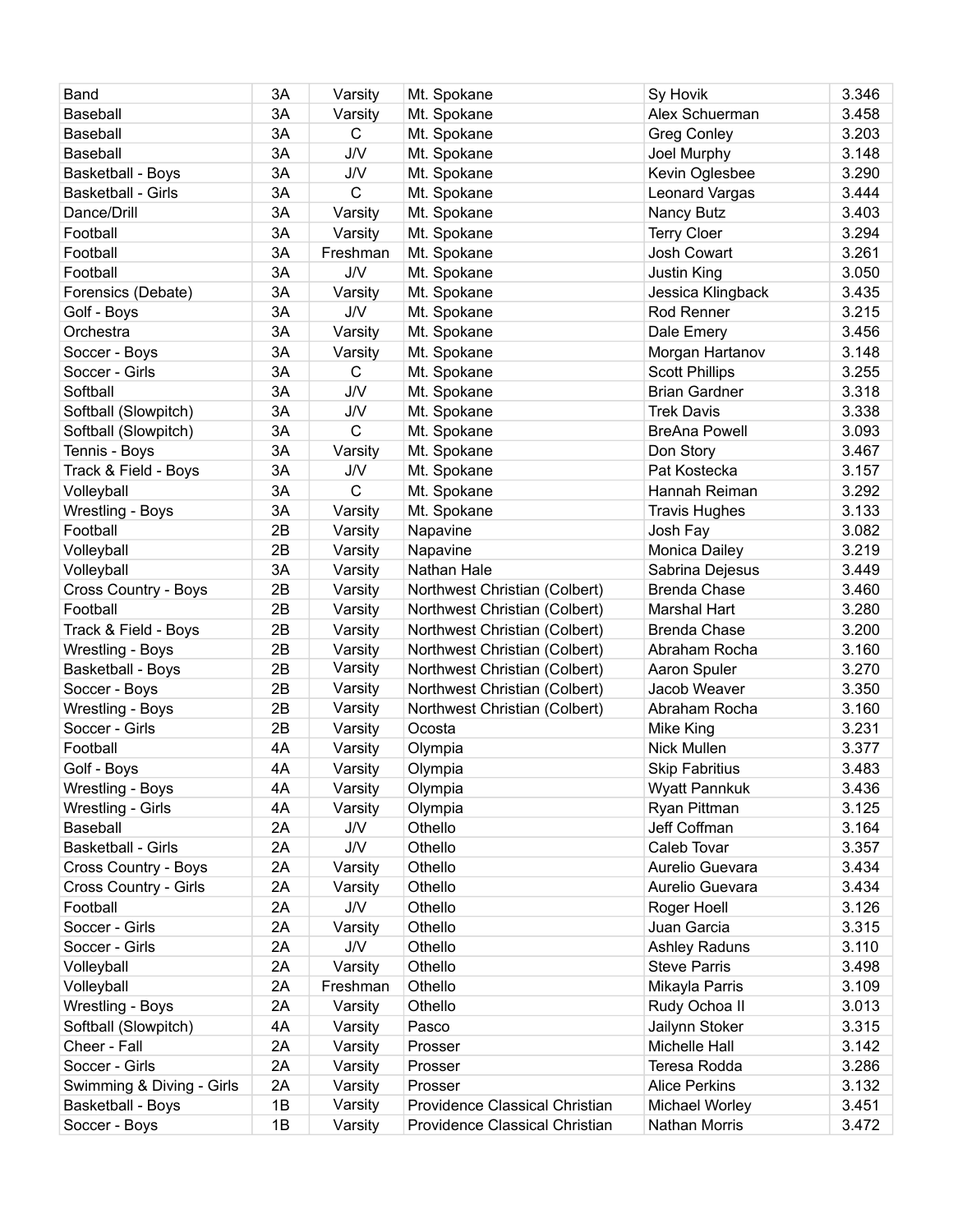| | | | | | |
|---|---|---|---|---|---|
| Band | 3A | Varsity | Mt. Spokane | Sy Hovik | 3.346 |
| Baseball | 3A | Varsity | Mt. Spokane | Alex Schuerman | 3.458 |
| Baseball | 3A | C | Mt. Spokane | Greg Conley | 3.203 |
| Baseball | 3A | J/V | Mt. Spokane | Joel Murphy | 3.148 |
| Basketball - Boys | 3A | J/V | Mt. Spokane | Kevin Oglesbee | 3.290 |
| Basketball - Girls | 3A | C | Mt. Spokane | Leonard Vargas | 3.444 |
| Dance/Drill | 3A | Varsity | Mt. Spokane | Nancy Butz | 3.403 |
| Football | 3A | Varsity | Mt. Spokane | Terry Cloer | 3.294 |
| Football | 3A | Freshman | Mt. Spokane | Josh Cowart | 3.261 |
| Football | 3A | J/V | Mt. Spokane | Justin King | 3.050 |
| Forensics (Debate) | 3A | Varsity | Mt. Spokane | Jessica Klingback | 3.435 |
| Golf - Boys | 3A | J/V | Mt. Spokane | Rod Renner | 3.215 |
| Orchestra | 3A | Varsity | Mt. Spokane | Dale Emery | 3.456 |
| Soccer - Boys | 3A | Varsity | Mt. Spokane | Morgan Hartanov | 3.148 |
| Soccer - Girls | 3A | C | Mt. Spokane | Scott Phillips | 3.255 |
| Softball | 3A | J/V | Mt. Spokane | Brian Gardner | 3.318 |
| Softball (Slowpitch) | 3A | J/V | Mt. Spokane | Trek Davis | 3.338 |
| Softball (Slowpitch) | 3A | C | Mt. Spokane | BreAna Powell | 3.093 |
| Tennis - Boys | 3A | Varsity | Mt. Spokane | Don Story | 3.467 |
| Track & Field - Boys | 3A | J/V | Mt. Spokane | Pat Kostecka | 3.157 |
| Volleyball | 3A | C | Mt. Spokane | Hannah Reiman | 3.292 |
| Wrestling - Boys | 3A | Varsity | Mt. Spokane | Travis Hughes | 3.133 |
| Football | 2B | Varsity | Napavine | Josh Fay | 3.082 |
| Volleyball | 2B | Varsity | Napavine | Monica Dailey | 3.219 |
| Volleyball | 3A | Varsity | Nathan Hale | Sabrina Dejesus | 3.449 |
| Cross Country - Boys | 2B | Varsity | Northwest Christian (Colbert) | Brenda Chase | 3.460 |
| Football | 2B | Varsity | Northwest Christian (Colbert) | Marshal Hart | 3.280 |
| Track & Field - Boys | 2B | Varsity | Northwest Christian (Colbert) | Brenda Chase | 3.200 |
| Wrestling - Boys | 2B | Varsity | Northwest Christian (Colbert) | Abraham Rocha | 3.160 |
| Basketball - Boys | 2B | Varsity | Northwest Christian (Colbert) | Aaron Spuler | 3.270 |
| Soccer - Boys | 2B | Varsity | Northwest Christian (Colbert) | Jacob Weaver | 3.350 |
| Wrestling - Boys | 2B | Varsity | Northwest Christian (Colbert) | Abraham Rocha | 3.160 |
| Soccer - Girls | 2B | Varsity | Ocosta | Mike King | 3.231 |
| Football | 4A | Varsity | Olympia | Nick Mullen | 3.377 |
| Golf - Boys | 4A | Varsity | Olympia | Skip Fabritius | 3.483 |
| Wrestling - Boys | 4A | Varsity | Olympia | Wyatt Pannkuk | 3.436 |
| Wrestling - Girls | 4A | Varsity | Olympia | Ryan Pittman | 3.125 |
| Baseball | 2A | J/V | Othello | Jeff Coffman | 3.164 |
| Basketball - Girls | 2A | J/V | Othello | Caleb Tovar | 3.357 |
| Cross Country - Boys | 2A | Varsity | Othello | Aurelio Guevara | 3.434 |
| Cross Country - Girls | 2A | Varsity | Othello | Aurelio Guevara | 3.434 |
| Football | 2A | J/V | Othello | Roger Hoell | 3.126 |
| Soccer - Girls | 2A | Varsity | Othello | Juan Garcia | 3.315 |
| Soccer - Girls | 2A | J/V | Othello | Ashley Raduns | 3.110 |
| Volleyball | 2A | Varsity | Othello | Steve Parris | 3.498 |
| Volleyball | 2A | Freshman | Othello | Mikayla Parris | 3.109 |
| Wrestling - Boys | 2A | Varsity | Othello | Rudy Ochoa II | 3.013 |
| Softball (Slowpitch) | 4A | Varsity | Pasco | Jailynn Stoker | 3.315 |
| Cheer - Fall | 2A | Varsity | Prosser | Michelle Hall | 3.142 |
| Soccer - Girls | 2A | Varsity | Prosser | Teresa Rodda | 3.286 |
| Swimming & Diving - Girls | 2A | Varsity | Prosser | Alice Perkins | 3.132 |
| Basketball - Boys | 1B | Varsity | Providence Classical Christian | Michael Worley | 3.451 |
| Soccer - Boys | 1B | Varsity | Providence Classical Christian | Nathan Morris | 3.472 |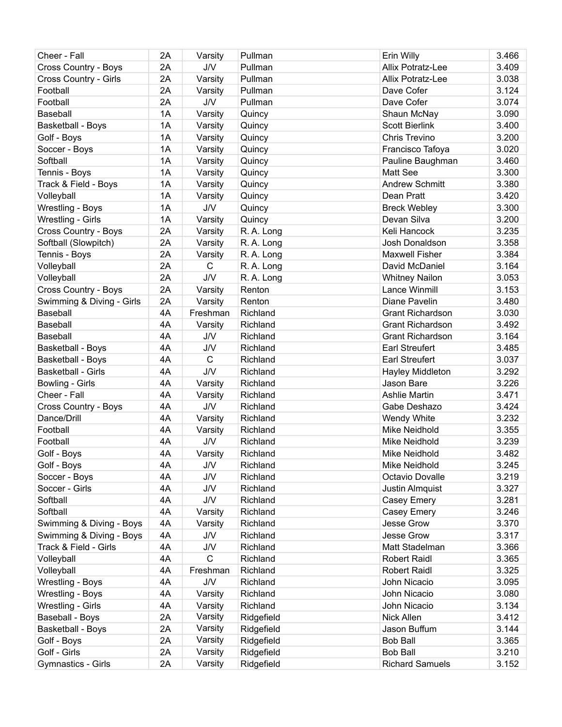| Cheer - Fall | 2A | Varsity | Pullman | Erin Willy | 3.466 |
|---|---|---|---|---|---|
| Cross Country - Boys | 2A | J/V | Pullman | Allix Potratz-Lee | 3.409 |
| Cross Country - Girls | 2A | Varsity | Pullman | Allix Potratz-Lee | 3.038 |
| Football | 2A | Varsity | Pullman | Dave Cofer | 3.124 |
| Football | 2A | J/V | Pullman | Dave Cofer | 3.074 |
| Baseball | 1A | Varsity | Quincy | Shaun McNay | 3.090 |
| Basketball - Boys | 1A | Varsity | Quincy | Scott Bierlink | 3.400 |
| Golf - Boys | 1A | Varsity | Quincy | Chris Trevino | 3.200 |
| Soccer - Boys | 1A | Varsity | Quincy | Francisco Tafoya | 3.020 |
| Softball | 1A | Varsity | Quincy | Pauline Baughman | 3.460 |
| Tennis - Boys | 1A | Varsity | Quincy | Matt See | 3.300 |
| Track & Field - Boys | 1A | Varsity | Quincy | Andrew Schmitt | 3.380 |
| Volleyball | 1A | Varsity | Quincy | Dean Pratt | 3.420 |
| Wrestling - Boys | 1A | J/V | Quincy | Breck Webley | 3.300 |
| Wrestling - Girls | 1A | Varsity | Quincy | Devan Silva | 3.200 |
| Cross Country - Boys | 2A | Varsity | R. A. Long | Keli Hancock | 3.235 |
| Softball (Slowpitch) | 2A | Varsity | R. A. Long | Josh Donaldson | 3.358 |
| Tennis - Boys | 2A | Varsity | R. A. Long | Maxwell Fisher | 3.384 |
| Volleyball | 2A | C | R. A. Long | David McDaniel | 3.164 |
| Volleyball | 2A | J/V | R. A. Long | Whitney Nailon | 3.053 |
| Cross Country - Boys | 2A | Varsity | Renton | Lance Winmill | 3.153 |
| Swimming & Diving - Girls | 2A | Varsity | Renton | Diane Pavelin | 3.480 |
| Baseball | 4A | Freshman | Richland | Grant Richardson | 3.030 |
| Baseball | 4A | Varsity | Richland | Grant Richardson | 3.492 |
| Baseball | 4A | J/V | Richland | Grant Richardson | 3.164 |
| Basketball - Boys | 4A | J/V | Richland | Earl Streufert | 3.485 |
| Basketball - Boys | 4A | C | Richland | Earl Streufert | 3.037 |
| Basketball - Girls | 4A | J/V | Richland | Hayley Middleton | 3.292 |
| Bowling - Girls | 4A | Varsity | Richland | Jason Bare | 3.226 |
| Cheer - Fall | 4A | Varsity | Richland | Ashlie Martin | 3.471 |
| Cross Country - Boys | 4A | J/V | Richland | Gabe Deshazo | 3.424 |
| Dance/Drill | 4A | Varsity | Richland | Wendy White | 3.232 |
| Football | 4A | Varsity | Richland | Mike Neidhold | 3.355 |
| Football | 4A | J/V | Richland | Mike Neidhold | 3.239 |
| Golf - Boys | 4A | Varsity | Richland | Mike Neidhold | 3.482 |
| Golf - Boys | 4A | J/V | Richland | Mike Neidhold | 3.245 |
| Soccer - Boys | 4A | J/V | Richland | Octavio Dovalle | 3.219 |
| Soccer - Girls | 4A | J/V | Richland | Justin Almquist | 3.327 |
| Softball | 4A | J/V | Richland | Casey Emery | 3.281 |
| Softball | 4A | Varsity | Richland | Casey Emery | 3.246 |
| Swimming & Diving - Boys | 4A | Varsity | Richland | Jesse Grow | 3.370 |
| Swimming & Diving - Boys | 4A | J/V | Richland | Jesse Grow | 3.317 |
| Track & Field - Girls | 4A | J/V | Richland | Matt Stadelman | 3.366 |
| Volleyball | 4A | C | Richland | Robert Raidl | 3.365 |
| Volleyball | 4A | Freshman | Richland | Robert Raidl | 3.325 |
| Wrestling - Boys | 4A | J/V | Richland | John Nicacio | 3.095 |
| Wrestling - Boys | 4A | Varsity | Richland | John Nicacio | 3.080 |
| Wrestling - Girls | 4A | Varsity | Richland | John Nicacio | 3.134 |
| Baseball - Boys | 2A | Varsity | Ridgefield | Nick Allen | 3.412 |
| Basketball - Boys | 2A | Varsity | Ridgefield | Jason Buffum | 3.144 |
| Golf - Boys | 2A | Varsity | Ridgefield | Bob Ball | 3.365 |
| Golf - Girls | 2A | Varsity | Ridgefield | Bob Ball | 3.210 |
| Gymnastics - Girls | 2A | Varsity | Ridgefield | Richard Samuels | 3.152 |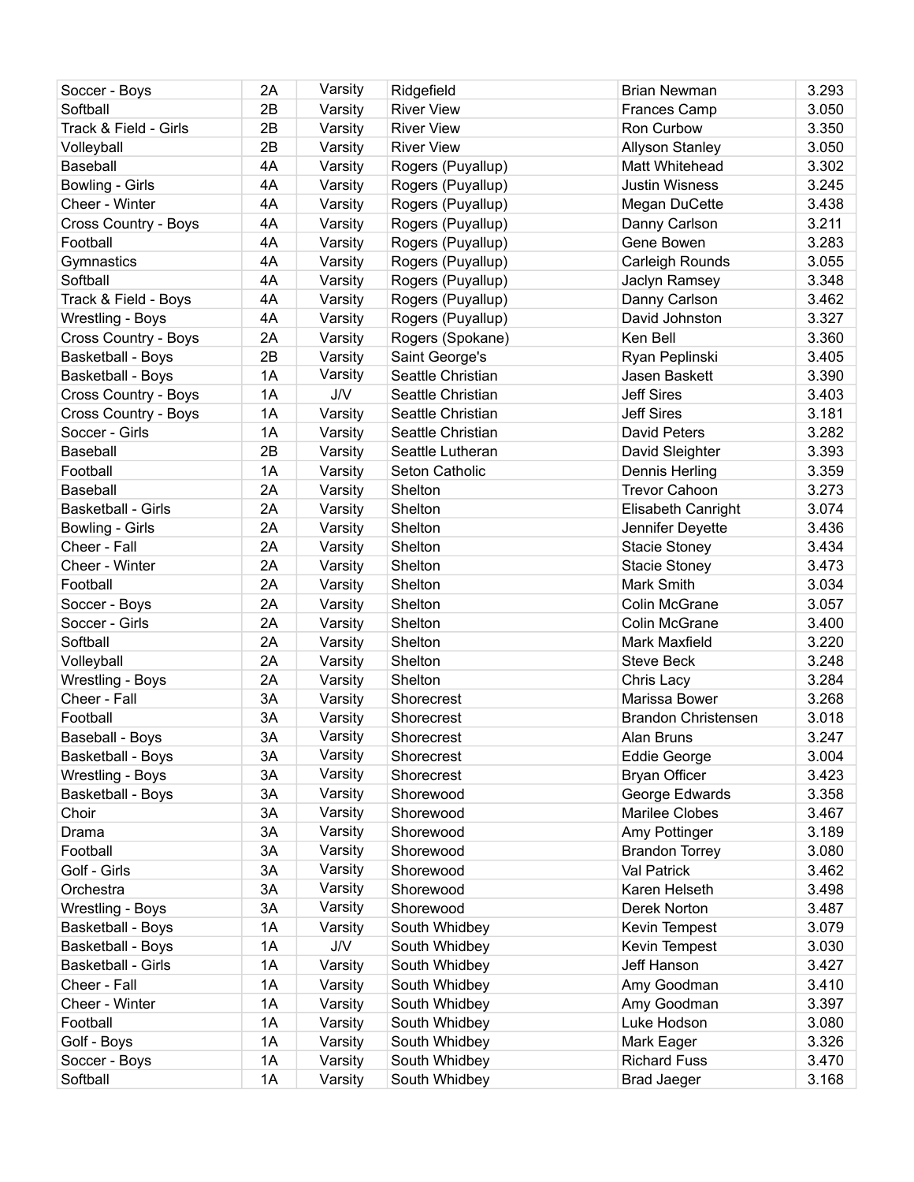| Soccer - Boys | 2A | Varsity | Ridgefield | Brian Newman | 3.293 |
|---|---|---|---|---|---|
| Softball | 2B | Varsity | River View | Frances Camp | 3.050 |
| Track & Field - Girls | 2B | Varsity | River View | Ron Curbow | 3.350 |
| Volleyball | 2B | Varsity | River View | Allyson Stanley | 3.050 |
| Baseball | 4A | Varsity | Rogers (Puyallup) | Matt Whitehead | 3.302 |
| Bowling - Girls | 4A | Varsity | Rogers (Puyallup) | Justin Wisness | 3.245 |
| Cheer - Winter | 4A | Varsity | Rogers (Puyallup) | Megan DuCette | 3.438 |
| Cross Country - Boys | 4A | Varsity | Rogers (Puyallup) | Danny Carlson | 3.211 |
| Football | 4A | Varsity | Rogers (Puyallup) | Gene Bowen | 3.283 |
| Gymnastics | 4A | Varsity | Rogers (Puyallup) | Carleigh Rounds | 3.055 |
| Softball | 4A | Varsity | Rogers (Puyallup) | Jaclyn Ramsey | 3.348 |
| Track & Field - Boys | 4A | Varsity | Rogers (Puyallup) | Danny Carlson | 3.462 |
| Wrestling - Boys | 4A | Varsity | Rogers (Puyallup) | David Johnston | 3.327 |
| Cross Country - Boys | 2A | Varsity | Rogers (Spokane) | Ken Bell | 3.360 |
| Basketball - Boys | 2B | Varsity | Saint George's | Ryan Peplinski | 3.405 |
| Basketball - Boys | 1A | Varsity | Seattle Christian | Jasen Baskett | 3.390 |
| Cross Country - Boys | 1A | J/V | Seattle Christian | Jeff Sires | 3.403 |
| Cross Country - Boys | 1A | Varsity | Seattle Christian | Jeff Sires | 3.181 |
| Soccer - Girls | 1A | Varsity | Seattle Christian | David Peters | 3.282 |
| Baseball | 2B | Varsity | Seattle Lutheran | David Sleighter | 3.393 |
| Football | 1A | Varsity | Seton Catholic | Dennis Herling | 3.359 |
| Baseball | 2A | Varsity | Shelton | Trevor Cahoon | 3.273 |
| Basketball - Girls | 2A | Varsity | Shelton | Elisabeth Canright | 3.074 |
| Bowling - Girls | 2A | Varsity | Shelton | Jennifer Deyette | 3.436 |
| Cheer - Fall | 2A | Varsity | Shelton | Stacie Stoney | 3.434 |
| Cheer - Winter | 2A | Varsity | Shelton | Stacie Stoney | 3.473 |
| Football | 2A | Varsity | Shelton | Mark Smith | 3.034 |
| Soccer - Boys | 2A | Varsity | Shelton | Colin McGrane | 3.057 |
| Soccer - Girls | 2A | Varsity | Shelton | Colin McGrane | 3.400 |
| Softball | 2A | Varsity | Shelton | Mark Maxfield | 3.220 |
| Volleyball | 2A | Varsity | Shelton | Steve Beck | 3.248 |
| Wrestling - Boys | 2A | Varsity | Shelton | Chris Lacy | 3.284 |
| Cheer - Fall | 3A | Varsity | Shorecrest | Marissa Bower | 3.268 |
| Football | 3A | Varsity | Shorecrest | Brandon Christensen | 3.018 |
| Baseball - Boys | 3A | Varsity | Shorecrest | Alan Bruns | 3.247 |
| Basketball - Boys | 3A | Varsity | Shorecrest | Eddie George | 3.004 |
| Wrestling - Boys | 3A | Varsity | Shorecrest | Bryan Officer | 3.423 |
| Basketball - Boys | 3A | Varsity | Shorewood | George Edwards | 3.358 |
| Choir | 3A | Varsity | Shorewood | Marilee Clobes | 3.467 |
| Drama | 3A | Varsity | Shorewood | Amy Pottinger | 3.189 |
| Football | 3A | Varsity | Shorewood | Brandon Torrey | 3.080 |
| Golf - Girls | 3A | Varsity | Shorewood | Val Patrick | 3.462 |
| Orchestra | 3A | Varsity | Shorewood | Karen Helseth | 3.498 |
| Wrestling - Boys | 3A | Varsity | Shorewood | Derek Norton | 3.487 |
| Basketball - Boys | 1A | Varsity | South Whidbey | Kevin Tempest | 3.079 |
| Basketball - Boys | 1A | J/V | South Whidbey | Kevin Tempest | 3.030 |
| Basketball - Girls | 1A | Varsity | South Whidbey | Jeff Hanson | 3.427 |
| Cheer - Fall | 1A | Varsity | South Whidbey | Amy Goodman | 3.410 |
| Cheer - Winter | 1A | Varsity | South Whidbey | Amy Goodman | 3.397 |
| Football | 1A | Varsity | South Whidbey | Luke Hodson | 3.080 |
| Golf - Boys | 1A | Varsity | South Whidbey | Mark Eager | 3.326 |
| Soccer - Boys | 1A | Varsity | South Whidbey | Richard Fuss | 3.470 |
| Softball | 1A | Varsity | South Whidbey | Brad Jaeger | 3.168 |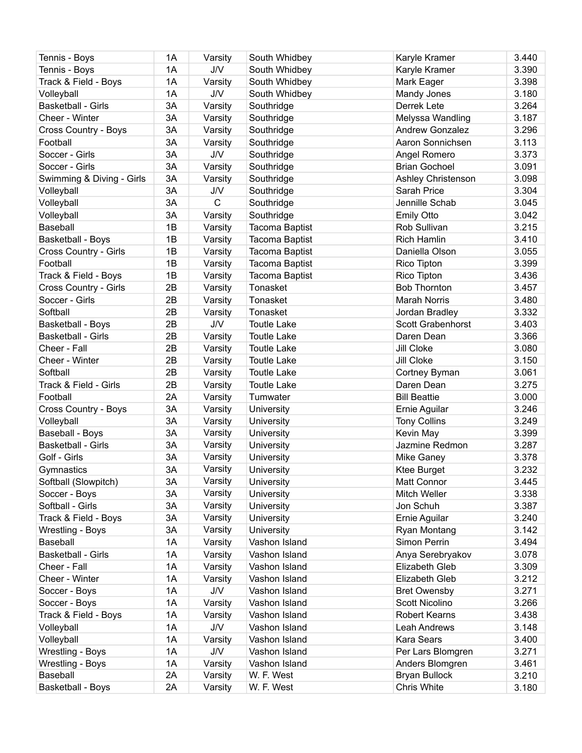| Tennis - Boys | 1A | Varsity | South Whidbey | Karyle Kramer | 3.440 |
|---|---|---|---|---|---|
| Tennis - Boys | 1A | J/V | South Whidbey | Karyle Kramer | 3.390 |
| Track & Field - Boys | 1A | Varsity | South Whidbey | Mark Eager | 3.398 |
| Volleyball | 1A | J/V | South Whidbey | Mandy Jones | 3.180 |
| Basketball - Girls | 3A | Varsity | Southridge | Derrek Lete | 3.264 |
| Cheer - Winter | 3A | Varsity | Southridge | Melyssa Wandling | 3.187 |
| Cross Country - Boys | 3A | Varsity | Southridge | Andrew Gonzalez | 3.296 |
| Football | 3A | Varsity | Southridge | Aaron Sonnichsen | 3.113 |
| Soccer - Girls | 3A | J/V | Southridge | Angel Romero | 3.373 |
| Soccer - Girls | 3A | Varsity | Southridge | Brian Gochoel | 3.091 |
| Swimming & Diving - Girls | 3A | Varsity | Southridge | Ashley Christenson | 3.098 |
| Volleyball | 3A | J/V | Southridge | Sarah Price | 3.304 |
| Volleyball | 3A | C | Southridge | Jennille Schab | 3.045 |
| Volleyball | 3A | Varsity | Southridge | Emily Otto | 3.042 |
| Baseball | 1B | Varsity | Tacoma Baptist | Rob Sullivan | 3.215 |
| Basketball - Boys | 1B | Varsity | Tacoma Baptist | Rich Hamlin | 3.410 |
| Cross Country - Girls | 1B | Varsity | Tacoma Baptist | Daniella Olson | 3.055 |
| Football | 1B | Varsity | Tacoma Baptist | Rico Tipton | 3.399 |
| Track & Field - Boys | 1B | Varsity | Tacoma Baptist | Rico Tipton | 3.436 |
| Cross Country - Girls | 2B | Varsity | Tonasket | Bob Thornton | 3.457 |
| Soccer - Girls | 2B | Varsity | Tonasket | Marah Norris | 3.480 |
| Softball | 2B | Varsity | Tonasket | Jordan Bradley | 3.332 |
| Basketball - Boys | 2B | J/V | Toutle Lake | Scott Grabenhorst | 3.403 |
| Basketball - Girls | 2B | Varsity | Toutle Lake | Daren Dean | 3.366 |
| Cheer - Fall | 2B | Varsity | Toutle Lake | Jill Cloke | 3.080 |
| Cheer - Winter | 2B | Varsity | Toutle Lake | Jill Cloke | 3.150 |
| Softball | 2B | Varsity | Toutle Lake | Cortney Byman | 3.061 |
| Track & Field - Girls | 2B | Varsity | Toutle Lake | Daren Dean | 3.275 |
| Football | 2A | Varsity | Tumwater | Bill Beattie | 3.000 |
| Cross Country - Boys | 3A | Varsity | University | Ernie Aguilar | 3.246 |
| Volleyball | 3A | Varsity | University | Tony Collins | 3.249 |
| Baseball - Boys | 3A | Varsity | University | Kevin May | 3.399 |
| Basketball - Girls | 3A | Varsity | University | Jazmine Redmon | 3.287 |
| Golf - Girls | 3A | Varsity | University | Mike Ganey | 3.378 |
| Gymnastics | 3A | Varsity | University | Ktee Burget | 3.232 |
| Softball (Slowpitch) | 3A | Varsity | University | Matt Connor | 3.445 |
| Soccer - Boys | 3A | Varsity | University | Mitch Weller | 3.338 |
| Softball - Girls | 3A | Varsity | University | Jon Schuh | 3.387 |
| Track & Field - Boys | 3A | Varsity | University | Ernie Aguilar | 3.240 |
| Wrestling - Boys | 3A | Varsity | University | Ryan Montang | 3.142 |
| Baseball | 1A | Varsity | Vashon Island | Simon Perrin | 3.494 |
| Basketball - Girls | 1A | Varsity | Vashon Island | Anya Serebryakov | 3.078 |
| Cheer - Fall | 1A | Varsity | Vashon Island | Elizabeth Gleb | 3.309 |
| Cheer - Winter | 1A | Varsity | Vashon Island | Elizabeth Gleb | 3.212 |
| Soccer - Boys | 1A | J/V | Vashon Island | Bret Owensby | 3.271 |
| Soccer - Boys | 1A | Varsity | Vashon Island | Scott Nicolino | 3.266 |
| Track & Field - Boys | 1A | Varsity | Vashon Island | Robert Kearns | 3.438 |
| Volleyball | 1A | J/V | Vashon Island | Leah Andrews | 3.148 |
| Volleyball | 1A | Varsity | Vashon Island | Kara Sears | 3.400 |
| Wrestling - Boys | 1A | J/V | Vashon Island | Per Lars Blomgren | 3.271 |
| Wrestling - Boys | 1A | Varsity | Vashon Island | Anders Blomgren | 3.461 |
| Baseball | 2A | Varsity | W. F. West | Bryan Bullock | 3.210 |
| Basketball - Boys | 2A | Varsity | W. F. West | Chris White | 3.180 |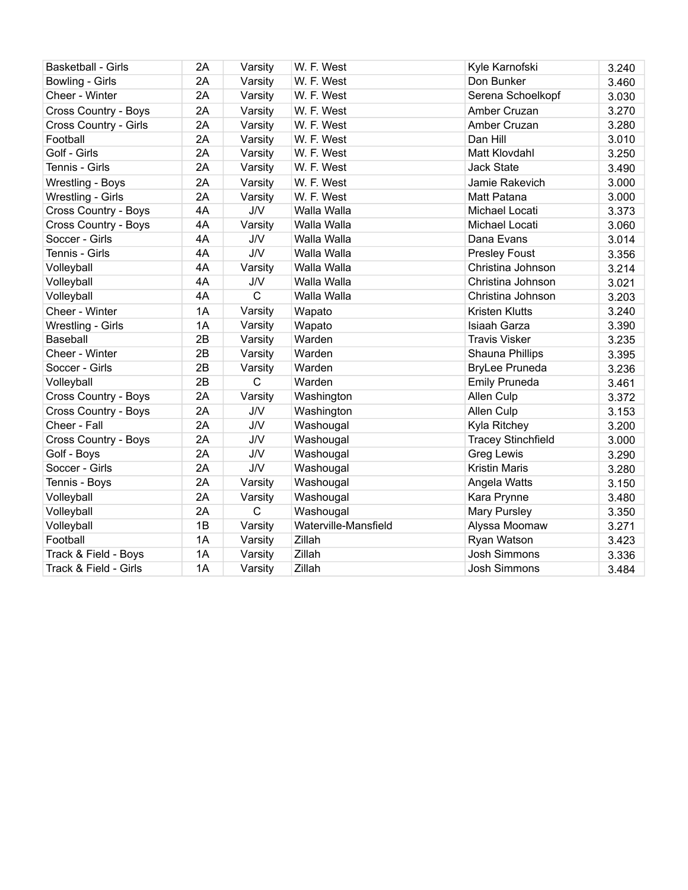| | | | | | |
|---|---|---|---|---|---|
| Basketball - Girls | 2A | Varsity | W. F. West | Kyle Karnofski | 3.240 |
| Bowling - Girls | 2A | Varsity | W. F. West | Don Bunker | 3.460 |
| Cheer - Winter | 2A | Varsity | W. F. West | Serena Schoelkopf | 3.030 |
| Cross Country - Boys | 2A | Varsity | W. F. West | Amber Cruzan | 3.270 |
| Cross Country - Girls | 2A | Varsity | W. F. West | Amber Cruzan | 3.280 |
| Football | 2A | Varsity | W. F. West | Dan Hill | 3.010 |
| Golf - Girls | 2A | Varsity | W. F. West | Matt Klovdahl | 3.250 |
| Tennis - Girls | 2A | Varsity | W. F. West | Jack State | 3.490 |
| Wrestling - Boys | 2A | Varsity | W. F. West | Jamie Rakevich | 3.000 |
| Wrestling - Girls | 2A | Varsity | W. F. West | Matt Patana | 3.000 |
| Cross Country - Boys | 4A | J/V | Walla Walla | Michael Locati | 3.373 |
| Cross Country - Boys | 4A | Varsity | Walla Walla | Michael Locati | 3.060 |
| Soccer - Girls | 4A | J/V | Walla Walla | Dana Evans | 3.014 |
| Tennis - Girls | 4A | J/V | Walla Walla | Presley Foust | 3.356 |
| Volleyball | 4A | Varsity | Walla Walla | Christina Johnson | 3.214 |
| Volleyball | 4A | J/V | Walla Walla | Christina Johnson | 3.021 |
| Volleyball | 4A | C | Walla Walla | Christina Johnson | 3.203 |
| Cheer - Winter | 1A | Varsity | Wapato | Kristen Klutts | 3.240 |
| Wrestling - Girls | 1A | Varsity | Wapato | Isiaah Garza | 3.390 |
| Baseball | 2B | Varsity | Warden | Travis Visker | 3.235 |
| Cheer - Winter | 2B | Varsity | Warden | Shauna Phillips | 3.395 |
| Soccer - Girls | 2B | Varsity | Warden | BryLee Pruneda | 3.236 |
| Volleyball | 2B | C | Warden | Emily Pruneda | 3.461 |
| Cross Country - Boys | 2A | Varsity | Washington | Allen Culp | 3.372 |
| Cross Country - Boys | 2A | J/V | Washington | Allen Culp | 3.153 |
| Cheer - Fall | 2A | J/V | Washougal | Kyla Ritchey | 3.200 |
| Cross Country - Boys | 2A | J/V | Washougal | Tracey Stinchfield | 3.000 |
| Golf - Boys | 2A | J/V | Washougal | Greg Lewis | 3.290 |
| Soccer - Girls | 2A | J/V | Washougal | Kristin Maris | 3.280 |
| Tennis - Boys | 2A | Varsity | Washougal | Angela Watts | 3.150 |
| Volleyball | 2A | Varsity | Washougal | Kara Prynne | 3.480 |
| Volleyball | 2A | C | Washougal | Mary Pursley | 3.350 |
| Volleyball | 1B | Varsity | Waterville-Mansfield | Alyssa Moomaw | 3.271 |
| Football | 1A | Varsity | Zillah | Ryan Watson | 3.423 |
| Track & Field - Boys | 1A | Varsity | Zillah | Josh Simmons | 3.336 |
| Track & Field - Girls | 1A | Varsity | Zillah | Josh Simmons | 3.484 |